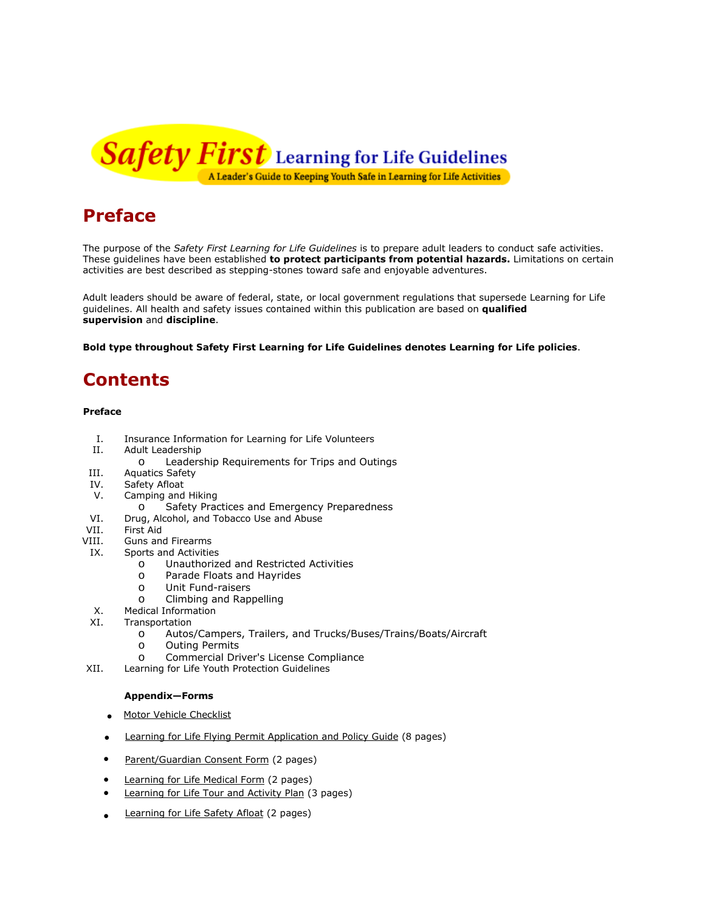# Safety First Learning for Life Guidelines

A Leader's Guide to Keeping Youth Safe in Learning for Life Activities

## Preface

The purpose of the *Safety First Learning for Life Guidelines* is to prepare adult leaders to conduct safe activities. These guidelines have been established **to protect participants from potential hazards.** Limitations on certain activities are best described as stepping-stones toward safe and enjoyable adventures.

Adult leaders should be aware of federal, state, or local government regulations that supersede Learning for Life guidelines. All health and safety issues contained within this publication are based on **qualified supervision** and **discipline**.

**Bold type throughout Safety First Learning for Life Guidelines denotes Learning for Life policies**.

## Contents

**Preface**

- I. Insurance Information for Learning for Life Volunteers
- II. Adult Leadership
  - Leadership Requirements for Trips and Outings
- III. Aquatics Safety
- IV. Safety Afloat
- V. Camping and Hiking
  - Safety Practices and Emergency Preparedness
- VI. Drug, Alcohol, and Tobacco Use and Abuse
- VII. First Aid
- VIII. Guns and Firearms
- IX. Sports and Activities
  - Unauthorized and Restricted Activities
  - Parade Floats and Hayrides
  - Unit Fund-raisers
  - Climbing and Rappelling
- X. Medical Information
- XI. Transportation
  - Autos/Campers, Trailers, and Trucks/Buses/Trains/Boats/Aircraft
  - Outing Permits
  - Commercial Driver's License Compliance
- XII. Learning for Life Youth Protection Guidelines

**Appendix—Forms**

- Motor Vehicle Checklist
- Learning for Life Flying Permit Application and Policy Guide (8 pages)
- Parent/Guardian Consent Form (2 pages)
- Learning for Life Medical Form (2 pages)
- Learning for Life Tour and Activity Plan (3 pages)
- Learning for Life Safety Afloat (2 pages)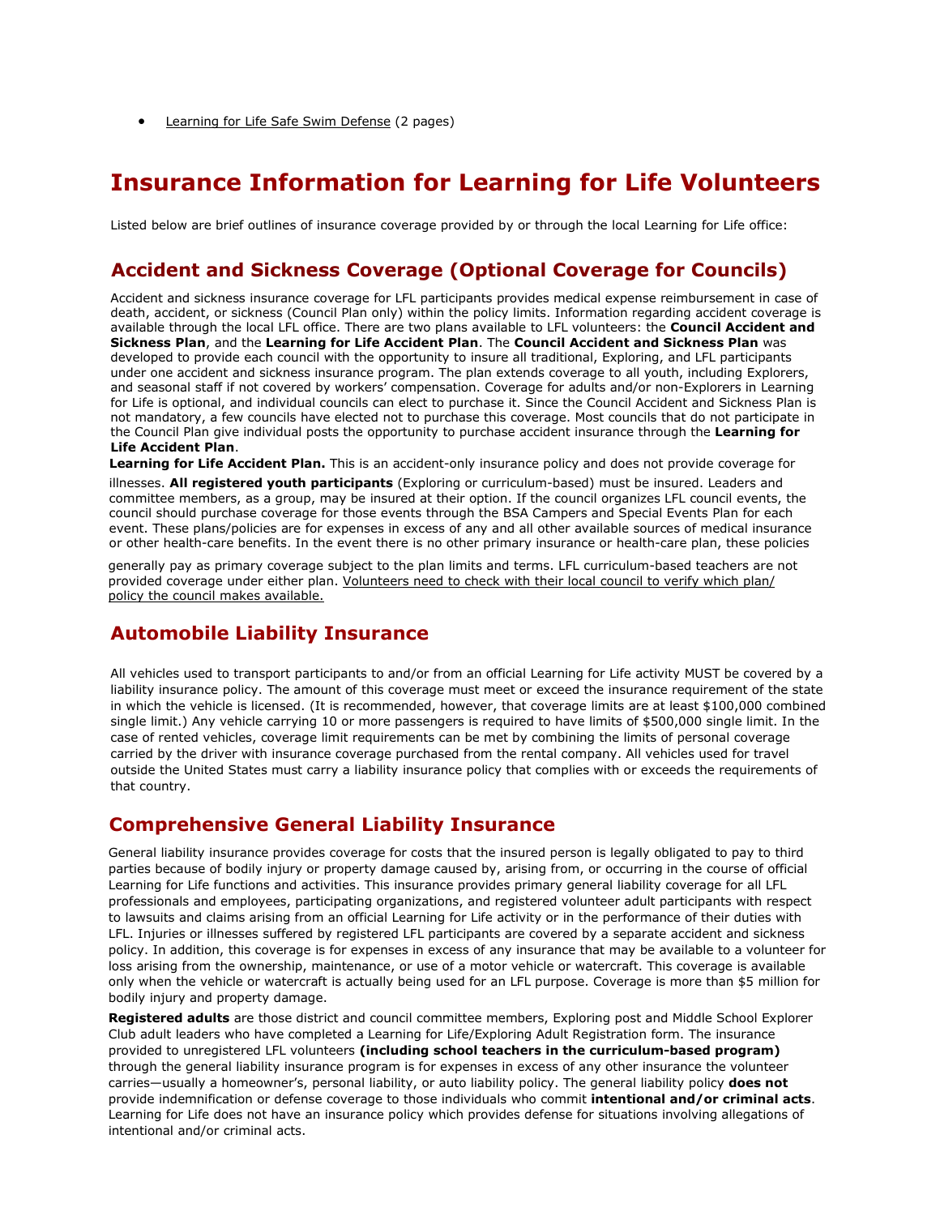- Learning for Life Safe Swim Defense (2 pages)

# Insurance Information for Learning for Life Volunteers

Listed below are brief outlines of insurance coverage provided by or through the local Learning for Life office:

## Accident and Sickness Coverage (Optional Coverage for Councils)

Accident and sickness insurance coverage for LFL participants provides medical expense reimbursement in case of death, accident, or sickness (Council Plan only) within the policy limits. Information regarding accident coverage is available through the local LFL office. There are two plans available to LFL volunteers: the **Council Accident and Sickness Plan**, and the **Learning for Life Accident Plan**. The **Council Accident and Sickness Plan** was developed to provide each council with the opportunity to insure all traditional, Exploring, and LFL participants under one accident and sickness insurance program. The plan extends coverage to all youth, including Explorers, and seasonal staff if not covered by workers' compensation. Coverage for adults and/or non-Explorers in Learning for Life is optional, and individual councils can elect to purchase it. Since the Council Accident and Sickness Plan is not mandatory, a few councils have elected not to purchase this coverage. Most councils that do not participate in the Council Plan give individual posts the opportunity to purchase accident insurance through the **Learning for Life Accident Plan**.

**Learning for Life Accident Plan.** This is an accident-only insurance policy and does not provide coverage for illnesses. **All registered youth participants** (Exploring or curriculum-based) must be insured. Leaders and committee members, as a group, may be insured at their option. If the council organizes LFL council events, the council should purchase coverage for those events through the BSA Campers and Special Events Plan for each event. These plans/policies are for expenses in excess of any and all other available sources of medical insurance or other health-care benefits. In the event there is no other primary insurance or health-care plan, these policies generally pay as primary coverage subject to the plan limits and terms. LFL curriculum-based teachers are not provided coverage under either plan. Volunteers need to check with their local council to verify which plan/policy the council makes available.

## Automobile Liability Insurance

All vehicles used to transport participants to and/or from an official Learning for Life activity MUST be covered by a liability insurance policy. The amount of this coverage must meet or exceed the insurance requirement of the state in which the vehicle is licensed. (It is recommended, however, that coverage limits are at least $100,000 combined single limit.) Any vehicle carrying 10 or more passengers is required to have limits of $500,000 single limit. In the case of rented vehicles, coverage limit requirements can be met by combining the limits of personal coverage carried by the driver with insurance coverage purchased from the rental company. All vehicles used for travel outside the United States must carry a liability insurance policy that complies with or exceeds the requirements of that country.

## Comprehensive General Liability Insurance

General liability insurance provides coverage for costs that the insured person is legally obligated to pay to third parties because of bodily injury or property damage caused by, arising from, or occurring in the course of official Learning for Life functions and activities. This insurance provides primary general liability coverage for all LFL professionals and employees, participating organizations, and registered volunteer adult participants with respect to lawsuits and claims arising from an official Learning for Life activity or in the performance of their duties with LFL. Injuries or illnesses suffered by registered LFL participants are covered by a separate accident and sickness policy. In addition, this coverage is for expenses in excess of any insurance that may be available to a volunteer for loss arising from the ownership, maintenance, or use of a motor vehicle or watercraft. This coverage is available only when the vehicle or watercraft is actually being used for an LFL purpose. Coverage is more than $5 million for bodily injury and property damage.

**Registered adults** are those district and council committee members, Exploring post and Middle School Explorer Club adult leaders who have completed a Learning for Life/Exploring Adult Registration form. The insurance provided to unregistered LFL volunteers **(including school teachers in the curriculum-based program)** through the general liability insurance program is for expenses in excess of any other insurance the volunteer carries—usually a homeowner's, personal liability, or auto liability policy. The general liability policy **does not** provide indemnification or defense coverage to those individuals who commit **intentional and/or criminal acts**. Learning for Life does not have an insurance policy which provides defense for situations involving allegations of intentional and/or criminal acts.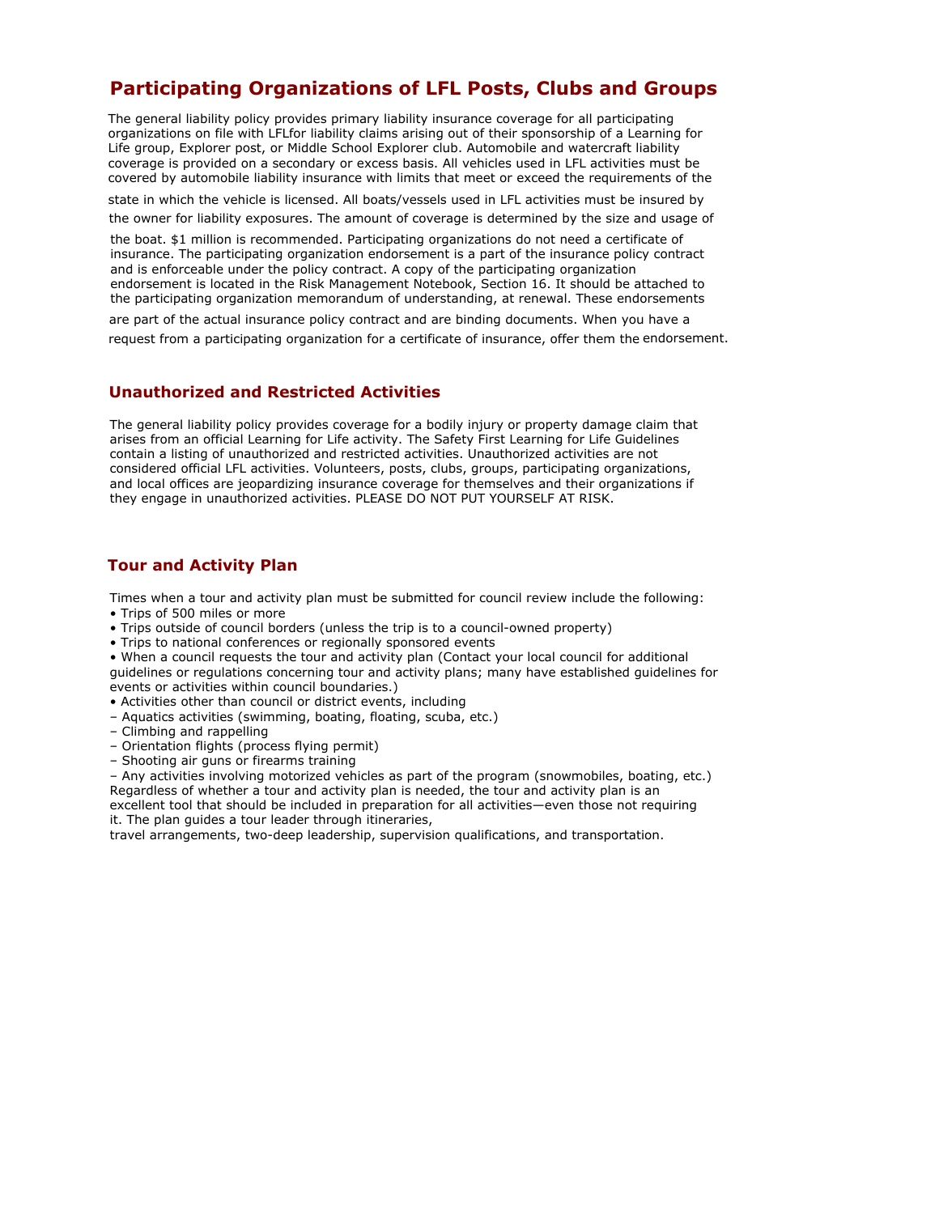## Participating Organizations of LFL Posts, Clubs and Groups

The general liability policy provides primary liability insurance coverage for all participating organizations on file with LFLfor liability claims arising out of their sponsorship of a Learning for Life group, Explorer post, or Middle School Explorer club. Automobile and watercraft liability coverage is provided on a secondary or excess basis. All vehicles used in LFL activities must be covered by automobile liability insurance with limits that meet or exceed the requirements of the state in which the vehicle is licensed. All boats/vessels used in LFL activities must be insured by the owner for liability exposures. The amount of coverage is determined by the size and usage of the boat. $1 million is recommended. Participating organizations do not need a certificate of insurance. The participating organization endorsement is a part of the insurance policy contract and is enforceable under the policy contract. A copy of the participating organization endorsement is located in the Risk Management Notebook, Section 16. It should be attached to the participating organization memorandum of understanding, at renewal. These endorsements are part of the actual insurance policy contract and are binding documents. When you have a request from a participating organization for a certificate of insurance, offer them the endorsement.

## Unauthorized and Restricted Activities

The general liability policy provides coverage for a bodily injury or property damage claim that arises from an official Learning for Life activity. The Safety First Learning for Life Guidelines contain a listing of unauthorized and restricted activities. Unauthorized activities are not considered official LFL activities. Volunteers, posts, clubs, groups, participating organizations, and local offices are jeopardizing insurance coverage for themselves and their organizations if they engage in unauthorized activities. PLEASE DO NOT PUT YOURSELF AT RISK.

## Tour and Activity Plan

Times when a tour and activity plan must be submitted for council review include the following:

- Trips of 500 miles or more
- Trips outside of council borders (unless the trip is to a council-owned property)
- Trips to national conferences or regionally sponsored events
- When a council requests the tour and activity plan (Contact your local council for additional guidelines or regulations concerning tour and activity plans; many have established guidelines for events or activities within council boundaries.)
- Activities other than council or district events, including
  - Aquatics activities (swimming, boating, floating, scuba, etc.)
  - Climbing and rappelling
  - Orientation flights (process flying permit)
  - Shooting air guns or firearms training
  - Any activities involving motorized vehicles as part of the program (snowmobiles, boating, etc.)

Regardless of whether a tour and activity plan is needed, the tour and activity plan is an excellent tool that should be included in preparation for all activities—even those not requiring it. The plan guides a tour leader through itineraries, travel arrangements, two-deep leadership, supervision qualifications, and transportation.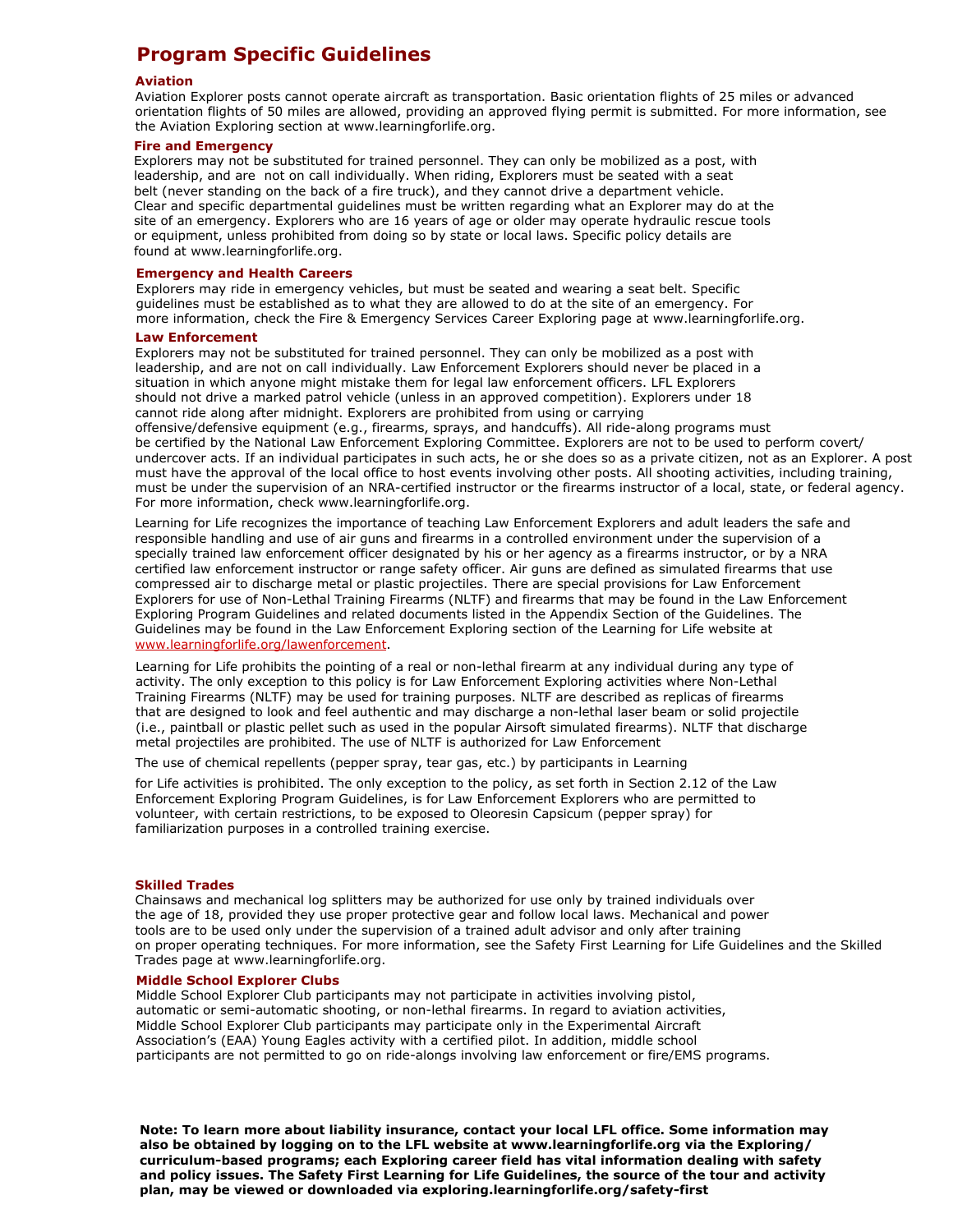# Program Specific Guidelines

### Aviation

Aviation Explorer posts cannot operate aircraft as transportation. Basic orientation flights of 25 miles or advanced orientation flights of 50 miles are allowed, providing an approved flying permit is submitted. For more information, see the Aviation Exploring section at www.learningforlife.org.

### Fire and Emergency

Explorers may not be substituted for trained personnel. They can only be mobilized as a post, with leadership, and are not on call individually. When riding, Explorers must be seated with a seat belt (never standing on the back of a fire truck), and they cannot drive a department vehicle. Clear and specific departmental guidelines must be written regarding what an Explorer may do at the site of an emergency. Explorers who are 16 years of age or older may operate hydraulic rescue tools or equipment, unless prohibited from doing so by state or local laws. Specific policy details are found at www.learningforlife.org.

### Emergency and Health Careers

Explorers may ride in emergency vehicles, but must be seated and wearing a seat belt. Specific guidelines must be established as to what they are allowed to do at the site of an emergency. For more information, check the Fire & Emergency Services Career Exploring page at www.learningforlife.org.

### Law Enforcement

Explorers may not be substituted for trained personnel. They can only be mobilized as a post with leadership, and are not on call individually. Law Enforcement Explorers should never be placed in a situation in which anyone might mistake them for legal law enforcement officers. LFL Explorers should not drive a marked patrol vehicle (unless in an approved competition). Explorers under 18 cannot ride along after midnight. Explorers are prohibited from using or carrying offensive/defensive equipment (e.g., firearms, sprays, and handcuffs). All ride-along programs must be certified by the National Law Enforcement Exploring Committee. Explorers are not to be used to perform covert/undercover acts. If an individual participates in such acts, he or she does so as a private citizen, not as an Explorer. A post must have the approval of the local office to host events involving other posts. All shooting activities, including training, must be under the supervision of an NRA-certified instructor or the firearms instructor of a local, state, or federal agency. For more information, check www.learningforlife.org.

Learning for Life recognizes the importance of teaching Law Enforcement Explorers and adult leaders the safe and responsible handling and use of air guns and firearms in a controlled environment under the supervision of a specially trained law enforcement officer designated by his or her agency as a firearms instructor, or by a NRA certified law enforcement instructor or range safety officer. Air guns are defined as simulated firearms that use compressed air to discharge metal or plastic projectiles. There are special provisions for Law Enforcement Explorers for use of Non-Lethal Training Firearms (NLTF) and firearms that may be found in the Law Enforcement Exploring Program Guidelines and related documents listed in the Appendix Section of the Guidelines. The Guidelines may be found in the Law Enforcement Exploring section of the Learning for Life website at www.learningforlife.org/lawenforcement.

Learning for Life prohibits the pointing of a real or non-lethal firearm at any individual during any type of activity. The only exception to this policy is for Law Enforcement Exploring activities where Non-Lethal Training Firearms (NLTF) may be used for training purposes. NLTF are described as replicas of firearms that are designed to look and feel authentic and may discharge a non-lethal laser beam or solid projectile (i.e., paintball or plastic pellet such as used in the popular Airsoft simulated firearms). NLTF that discharge metal projectiles are prohibited. The use of NLTF is authorized for Law Enforcement

The use of chemical repellents (pepper spray, tear gas, etc.) by participants in Learning for Life activities is prohibited. The only exception to the policy, as set forth in Section 2.12 of the Law Enforcement Exploring Program Guidelines, is for Law Enforcement Explorers who are permitted to volunteer, with certain restrictions, to be exposed to Oleoresin Capsicum (pepper spray) for familiarization purposes in a controlled training exercise.

### Skilled Trades

Chainsaws and mechanical log splitters may be authorized for use only by trained individuals over the age of 18, provided they use proper protective gear and follow local laws. Mechanical and power tools are to be used only under the supervision of a trained adult advisor and only after training on proper operating techniques. For more information, see the Safety First Learning for Life Guidelines and the Skilled Trades page at www.learningforlife.org.

### Middle School Explorer Clubs

Middle School Explorer Club participants may not participate in activities involving pistol, automatic or semi-automatic shooting, or non-lethal firearms. In regard to aviation activities, Middle School Explorer Club participants may participate only in the Experimental Aircraft Association's (EAA) Young Eagles activity with a certified pilot. In addition, middle school participants are not permitted to go on ride-alongs involving law enforcement or fire/EMS programs.

**Note: To learn more about liability insurance, contact your local LFL office. Some information may also be obtained by logging on to the LFL website at www.learningforlife.org via the Exploring/ curriculum-based programs; each Exploring career field has vital information dealing with safety and policy issues. The Safety First Learning for Life Guidelines, the source of the tour and activity plan, may be viewed or downloaded via exploring.learningforlife.org/safety-first**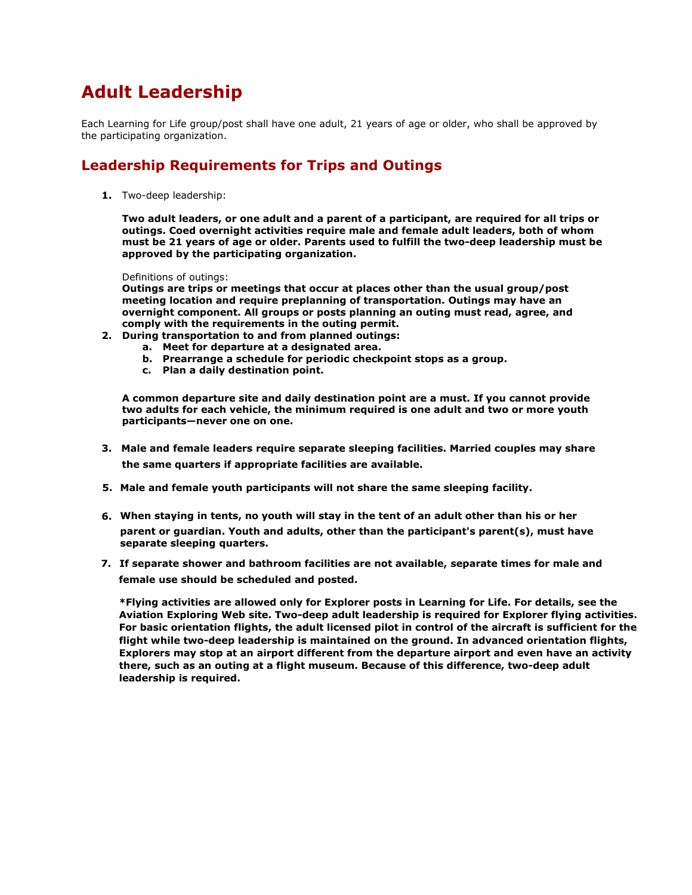# Adult Leadership

Each Learning for Life group/post shall have one adult, 21 years of age or older, who shall be approved by the participating organization.

## Leadership Requirements for Trips and Outings

1. Two-deep leadership:

   **Two adult leaders, or one adult and a parent of a participant, are required for all trips or outings. Coed overnight activities require male and female adult leaders, both of whom must be 21 years of age or older. Parents used to fulfill the two-deep leadership must be approved by the participating organization.**

   Definitions of outings:
   **Outings are trips or meetings that occur at places other than the usual group/post meeting location and require preplanning of transportation. Outings may have an overnight component. All groups or posts planning an outing must read, agree, and comply with the requirements in the outing permit.**

2. **During transportation to and from planned outings:**
   a. **Meet for departure at a designated area.**
   b. **Prearrange a schedule for periodic checkpoint stops as a group.**
   c. **Plan a daily destination point.**

   **A common departure site and daily destination point are a must. If you cannot provide two adults for each vehicle, the minimum required is one adult and two or more youth participants—never one on one.**

3. **Male and female leaders require separate sleeping facilities. Married couples may share the same quarters if appropriate facilities are available.**

5. **Male and female youth participants will not share the same sleeping facility.**

6. **When staying in tents, no youth will stay in the tent of an adult other than his or her parent or guardian. Youth and adults, other than the participant's parent(s), must have separate sleeping quarters.**

7. **If separate shower and bathroom facilities are not available, separate times for male and female use should be scheduled and posted.**

   **\*Flying activities are allowed only for Explorer posts in Learning for Life. For details, see the Aviation Exploring Web site. Two-deep adult leadership is required for Explorer flying activities. For basic orientation flights, the adult licensed pilot in control of the aircraft is sufficient for the flight while two-deep leadership is maintained on the ground. In advanced orientation flights, Explorers may stop at an airport different from the departure airport and even have an activity there, such as an outing at a flight museum. Because of this difference, two-deep adult leadership is required.**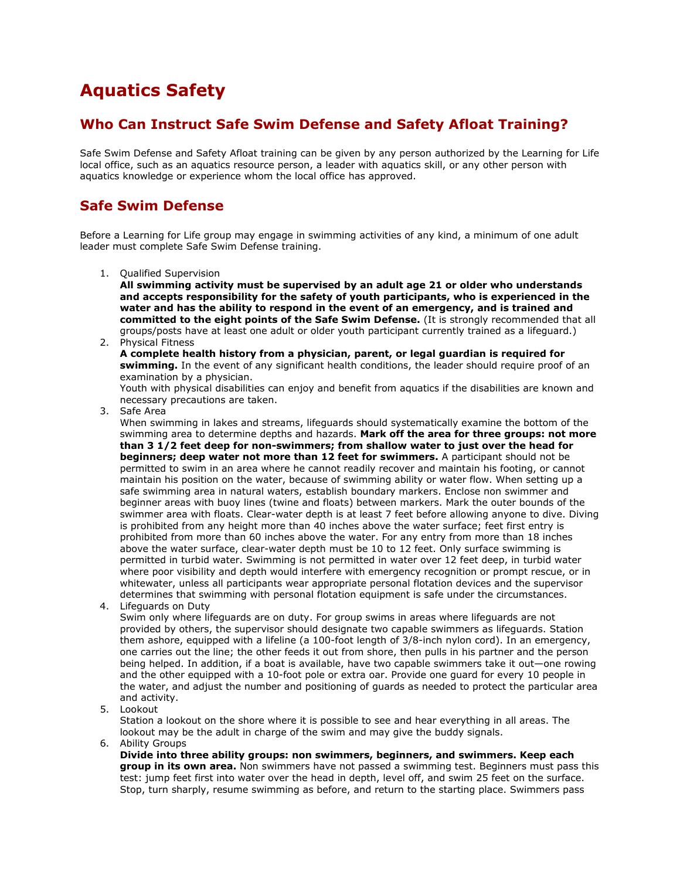# Aquatics Safety

## Who Can Instruct Safe Swim Defense and Safety Afloat Training?

Safe Swim Defense and Safety Afloat training can be given by any person authorized by the Learning for Life local office, such as an aquatics resource person, a leader with aquatics skill, or any other person with aquatics knowledge or experience whom the local office has approved.

## Safe Swim Defense

Before a Learning for Life group may engage in swimming activities of any kind, a minimum of one adult leader must complete Safe Swim Defense training.

1. Qualified Supervision
   **All swimming activity must be supervised by an adult age 21 or older who understands and accepts responsibility for the safety of youth participants, who is experienced in the water and has the ability to respond in the event of an emergency, and is trained and committed to the eight points of the Safe Swim Defense.** (It is strongly recommended that all groups/posts have at least one adult or older youth participant currently trained as a lifeguard.)
2. Physical Fitness
   **A complete health history from a physician, parent, or legal guardian is required for swimming.** In the event of any significant health conditions, the leader should require proof of an examination by a physician.
   Youth with physical disabilities can enjoy and benefit from aquatics if the disabilities are known and necessary precautions are taken.
3. Safe Area
   When swimming in lakes and streams, lifeguards should systematically examine the bottom of the swimming area to determine depths and hazards. **Mark off the area for three groups: not more than 3 1/2 feet deep for non-swimmers; from shallow water to just over the head for beginners; deep water not more than 12 feet for swimmers.** A participant should not be permitted to swim in an area where he cannot readily recover and maintain his footing, or cannot maintain his position on the water, because of swimming ability or water flow. When setting up a safe swimming area in natural waters, establish boundary markers. Enclose non swimmer and beginner areas with buoy lines (twine and floats) between markers. Mark the outer bounds of the swimmer area with floats. Clear-water depth is at least 7 feet before allowing anyone to dive. Diving is prohibited from any height more than 40 inches above the water surface; feet first entry is prohibited from more than 60 inches above the water. For any entry from more than 18 inches above the water surface, clear-water depth must be 10 to 12 feet. Only surface swimming is permitted in turbid water. Swimming is not permitted in water over 12 feet deep, in turbid water where poor visibility and depth would interfere with emergency recognition or prompt rescue, or in whitewater, unless all participants wear appropriate personal flotation devices and the supervisor determines that swimming with personal flotation equipment is safe under the circumstances.
4. Lifeguards on Duty
   Swim only where lifeguards are on duty. For group swims in areas where lifeguards are not provided by others, the supervisor should designate two capable swimmers as lifeguards. Station them ashore, equipped with a lifeline (a 100-foot length of 3/8-inch nylon cord). In an emergency, one carries out the line; the other feeds it out from shore, then pulls in his partner and the person being helped. In addition, if a boat is available, have two capable swimmers take it out—one rowing and the other equipped with a 10-foot pole or extra oar. Provide one guard for every 10 people in the water, and adjust the number and positioning of guards as needed to protect the particular area and activity.
5. Lookout
   Station a lookout on the shore where it is possible to see and hear everything in all areas. The lookout may be the adult in charge of the swim and may give the buddy signals.
6. Ability Groups
   **Divide into three ability groups: non swimmers, beginners, and swimmers. Keep each group in its own area.** Non swimmers have not passed a swimming test. Beginners must pass this test: jump feet first into water over the head in depth, level off, and swim 25 feet on the surface. Stop, turn sharply, resume swimming as before, and return to the starting place. Swimmers pass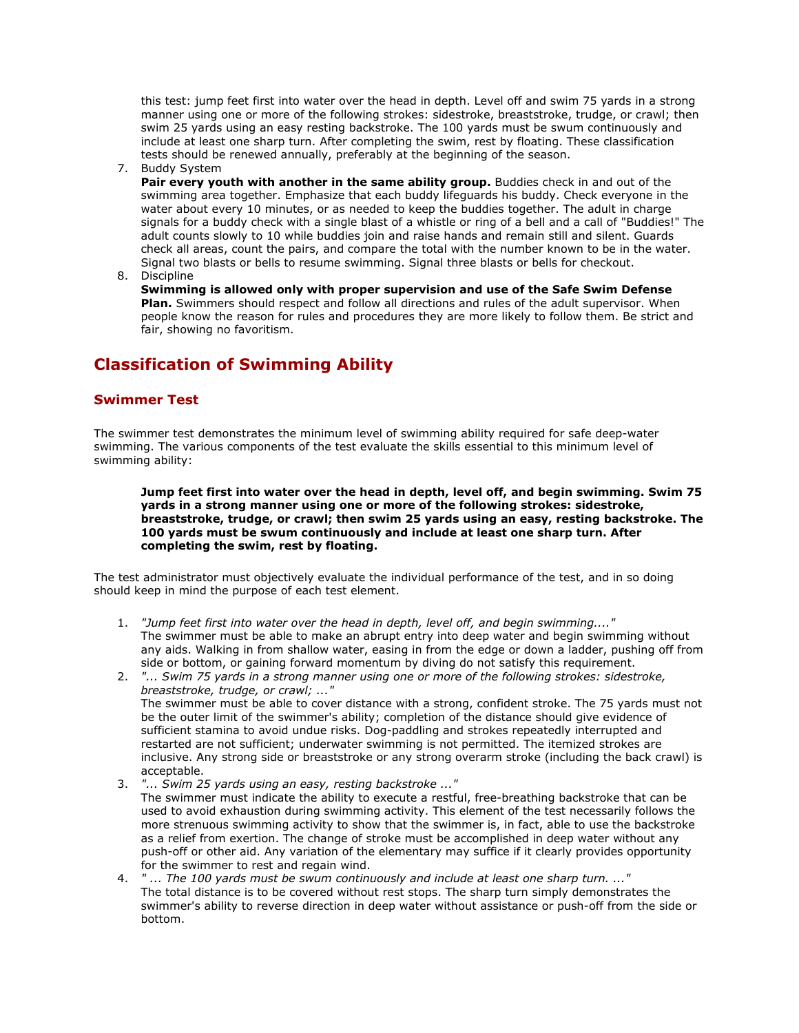this test: jump feet first into water over the head in depth. Level off and swim 75 yards in a strong manner using one or more of the following strokes: sidestroke, breaststroke, trudge, or crawl; then swim 25 yards using an easy resting backstroke. The 100 yards must be swum continuously and include at least one sharp turn. After completing the swim, rest by floating. These classification tests should be renewed annually, preferably at the beginning of the season.

7. Buddy System
   **Pair every youth with another in the same ability group.** Buddies check in and out of the swimming area together. Emphasize that each buddy lifeguards his buddy. Check everyone in the water about every 10 minutes, or as needed to keep the buddies together. The adult in charge signals for a buddy check with a single blast of a whistle or ring of a bell and a call of "Buddies!" The adult counts slowly to 10 while buddies join and raise hands and remain still and silent. Guards check all areas, count the pairs, and compare the total with the number known to be in the water. Signal two blasts or bells to resume swimming. Signal three blasts or bells for checkout.
8. Discipline
   **Swimming is allowed only with proper supervision and use of the Safe Swim Defense Plan.** Swimmers should respect and follow all directions and rules of the adult supervisor. When people know the reason for rules and procedures they are more likely to follow them. Be strict and fair, showing no favoritism.

## Classification of Swimming Ability

### Swimmer Test

The swimmer test demonstrates the minimum level of swimming ability required for safe deep-water swimming. The various components of the test evaluate the skills essential to this minimum level of swimming ability:

> **Jump feet first into water over the head in depth, level off, and begin swimming. Swim 75 yards in a strong manner using one or more of the following strokes: sidestroke, breaststroke, trudge, or crawl; then swim 25 yards using an easy, resting backstroke. The 100 yards must be swum continuously and include at least one sharp turn. After completing the swim, rest by floating.**

The test administrator must objectively evaluate the individual performance of the test, and in so doing should keep in mind the purpose of each test element.

1. *"Jump feet first into water over the head in depth, level off, and begin swimming...."*
   The swimmer must be able to make an abrupt entry into deep water and begin swimming without any aids. Walking in from shallow water, easing in from the edge or down a ladder, pushing off from side or bottom, or gaining forward momentum by diving do not satisfy this requirement.
2. *"... Swim 75 yards in a strong manner using one or more of the following strokes: sidestroke, breaststroke, trudge, or crawl; ..."*
   The swimmer must be able to cover distance with a strong, confident stroke. The 75 yards must not be the outer limit of the swimmer's ability; completion of the distance should give evidence of sufficient stamina to avoid undue risks. Dog-paddling and strokes repeatedly interrupted and restarted are not sufficient; underwater swimming is not permitted. The itemized strokes are inclusive. Any strong side or breaststroke or any strong overarm stroke (including the back crawl) is acceptable.
3. *"... Swim 25 yards using an easy, resting backstroke ..."*
   The swimmer must indicate the ability to execute a restful, free-breathing backstroke that can be used to avoid exhaustion during swimming activity. This element of the test necessarily follows the more strenuous swimming activity to show that the swimmer is, in fact, able to use the backstroke as a relief from exertion. The change of stroke must be accomplished in deep water without any push-off or other aid. Any variation of the elementary may suffice if it clearly provides opportunity for the swimmer to rest and regain wind.
4. *" ... The 100 yards must be swum continuously and include at least one sharp turn. ..."*
   The total distance is to be covered without rest stops. The sharp turn simply demonstrates the swimmer's ability to reverse direction in deep water without assistance or push-off from the side or bottom.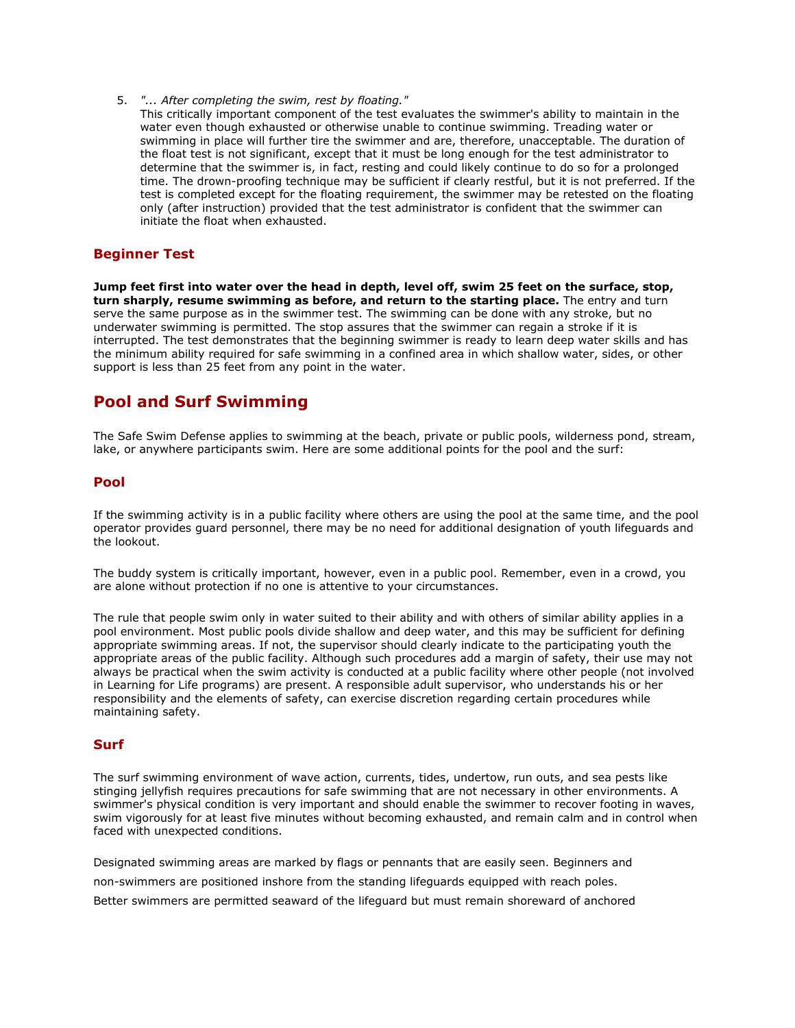5. *"... After completing the swim, rest by floating."*
   This critically important component of the test evaluates the swimmer's ability to maintain in the water even though exhausted or otherwise unable to continue swimming. Treading water or swimming in place will further tire the swimmer and are, therefore, unacceptable. The duration of the float test is not significant, except that it must be long enough for the test administrator to determine that the swimmer is, in fact, resting and could likely continue to do so for a prolonged time. The drown-proofing technique may be sufficient if clearly restful, but it is not preferred. If the test is completed except for the floating requirement, the swimmer may be retested on the floating only (after instruction) provided that the test administrator is confident that the swimmer can initiate the float when exhausted.

### Beginner Test

**Jump feet first into water over the head in depth, level off, swim 25 feet on the surface, stop, turn sharply, resume swimming as before, and return to the starting place.** The entry and turn serve the same purpose as in the swimmer test. The swimming can be done with any stroke, but no underwater swimming is permitted. The stop assures that the swimmer can regain a stroke if it is interrupted. The test demonstrates that the beginning swimmer is ready to learn deep water skills and has the minimum ability required for safe swimming in a confined area in which shallow water, sides, or other support is less than 25 feet from any point in the water.

## Pool and Surf Swimming

The Safe Swim Defense applies to swimming at the beach, private or public pools, wilderness pond, stream, lake, or anywhere participants swim. Here are some additional points for the pool and the surf:

### Pool

If the swimming activity is in a public facility where others are using the pool at the same time, and the pool operator provides guard personnel, there may be no need for additional designation of youth lifeguards and the lookout.

The buddy system is critically important, however, even in a public pool. Remember, even in a crowd, you are alone without protection if no one is attentive to your circumstances.

The rule that people swim only in water suited to their ability and with others of similar ability applies in a pool environment. Most public pools divide shallow and deep water, and this may be sufficient for defining appropriate swimming areas. If not, the supervisor should clearly indicate to the participating youth the appropriate areas of the public facility. Although such procedures add a margin of safety, their use may not always be practical when the swim activity is conducted at a public facility where other people (not involved in Learning for Life programs) are present. A responsible adult supervisor, who understands his or her responsibility and the elements of safety, can exercise discretion regarding certain procedures while maintaining safety.

### Surf

The surf swimming environment of wave action, currents, tides, undertow, run outs, and sea pests like stinging jellyfish requires precautions for safe swimming that are not necessary in other environments. A swimmer's physical condition is very important and should enable the swimmer to recover footing in waves, swim vigorously for at least five minutes without becoming exhausted, and remain calm and in control when faced with unexpected conditions.

Designated swimming areas are marked by flags or pennants that are easily seen. Beginners and non-swimmers are positioned inshore from the standing lifeguards equipped with reach poles. Better swimmers are permitted seaward of the lifeguard but must remain shoreward of anchored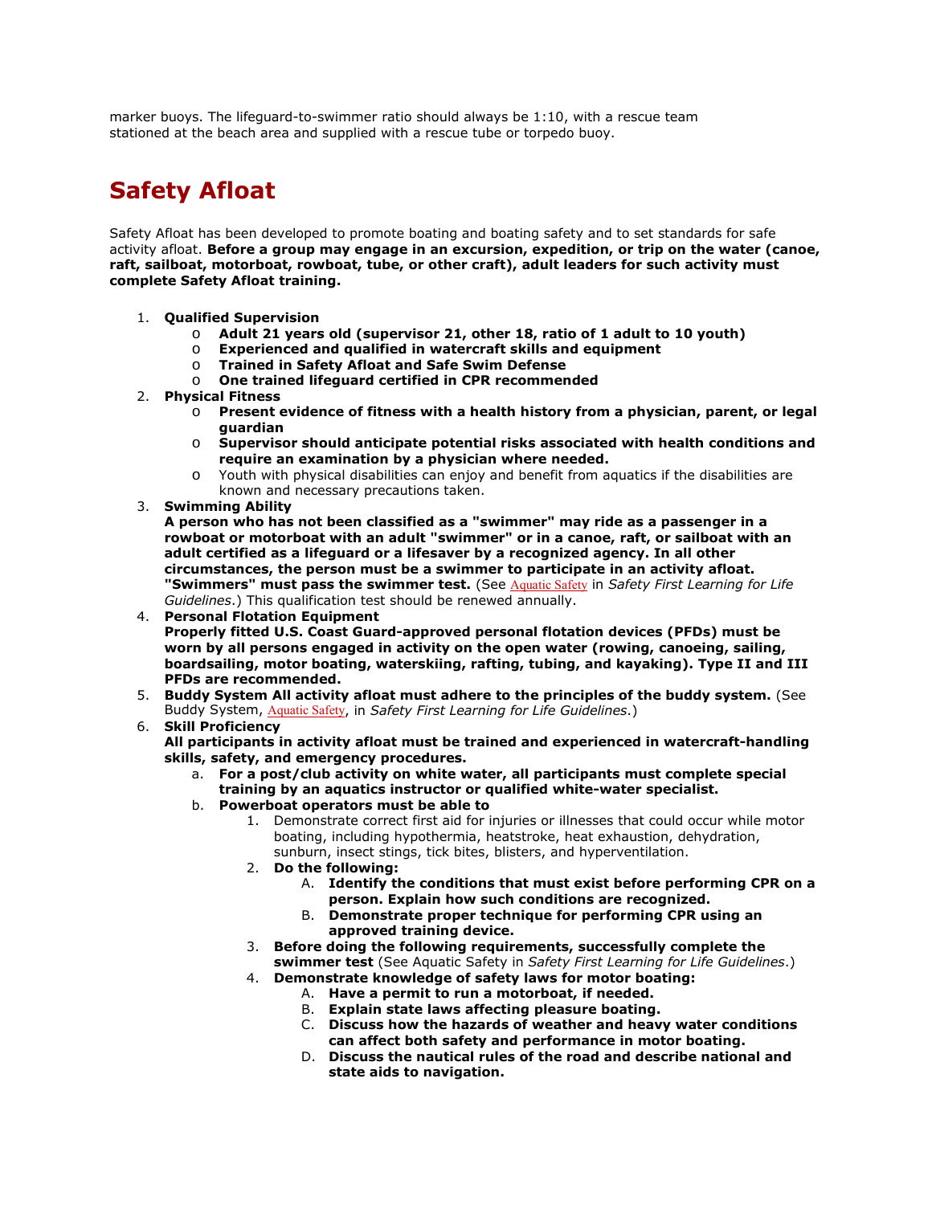marker buoys. The lifeguard-to-swimmer ratio should always be 1:10, with a rescue team stationed at the beach area and supplied with a rescue tube or torpedo buoy.

## Safety Afloat

Safety Afloat has been developed to promote boating and boating safety and to set standards for safe activity afloat. **Before a group may engage in an excursion, expedition, or trip on the water (canoe, raft, sailboat, motorboat, rowboat, tube, or other craft), adult leaders for such activity must complete Safety Afloat training.**

1. **Qualified Supervision**
    - **Adult 21 years old (supervisor 21, other 18, ratio of 1 adult to 10 youth)**
    - **Experienced and qualified in watercraft skills and equipment**
    - **Trained in Safety Afloat and Safe Swim Defense**
    - **One trained lifeguard certified in CPR recommended**
2. **Physical Fitness**
    - **Present evidence of fitness with a health history from a physician, parent, or legal guardian**
    - **Supervisor should anticipate potential risks associated with health conditions and require an examination by a physician where needed.**
    - Youth with physical disabilities can enjoy and benefit from aquatics if the disabilities are known and necessary precautions taken.
3. **Swimming Ability**
   **A person who has not been classified as a "swimmer" may ride as a passenger in a rowboat or motorboat with an adult "swimmer" or in a canoe, raft, or sailboat with an adult certified as a lifeguard or a lifesaver by a recognized agency. In all other circumstances, the person must be a swimmer to participate in an activity afloat. "Swimmers" must pass the swimmer test.** (See Aquatic Safety in *Safety First Learning for Life Guidelines*.) This qualification test should be renewed annually.
4. **Personal Flotation Equipment**
   **Properly fitted U.S. Coast Guard-approved personal flotation devices (PFDs) must be worn by all persons engaged in activity on the open water (rowing, canoeing, sailing, boardsailing, motor boating, waterskiing, rafting, tubing, and kayaking). Type II and III PFDs are recommended.**
5. **Buddy System All activity afloat must adhere to the principles of the buddy system.** (See Buddy System, Aquatic Safety, in *Safety First Learning for Life Guidelines*.)
6. **Skill Proficiency**
   **All participants in activity afloat must be trained and experienced in watercraft-handling skills, safety, and emergency procedures.**
    a. **For a post/club activity on white water, all participants must complete special training by an aquatics instructor or qualified white-water specialist.**
    b. **Powerboat operators must be able to**
        1. Demonstrate correct first aid for injuries or illnesses that could occur while motor boating, including hypothermia, heatstroke, heat exhaustion, dehydration, sunburn, insect stings, tick bites, blisters, and hyperventilation.
        2. **Do the following:**
            A. **Identify the conditions that must exist before performing CPR on a person. Explain how such conditions are recognized.**
            B. **Demonstrate proper technique for performing CPR using an approved training device.**
        3. **Before doing the following requirements, successfully complete the swimmer test** (See Aquatic Safety in *Safety First Learning for Life Guidelines*.)
        4. **Demonstrate knowledge of safety laws for motor boating:**
            A. **Have a permit to run a motorboat, if needed.**
            B. **Explain state laws affecting pleasure boating.**
            C. **Discuss how the hazards of weather and heavy water conditions can affect both safety and performance in motor boating.**
            D. **Discuss the nautical rules of the road and describe national and state aids to navigation.**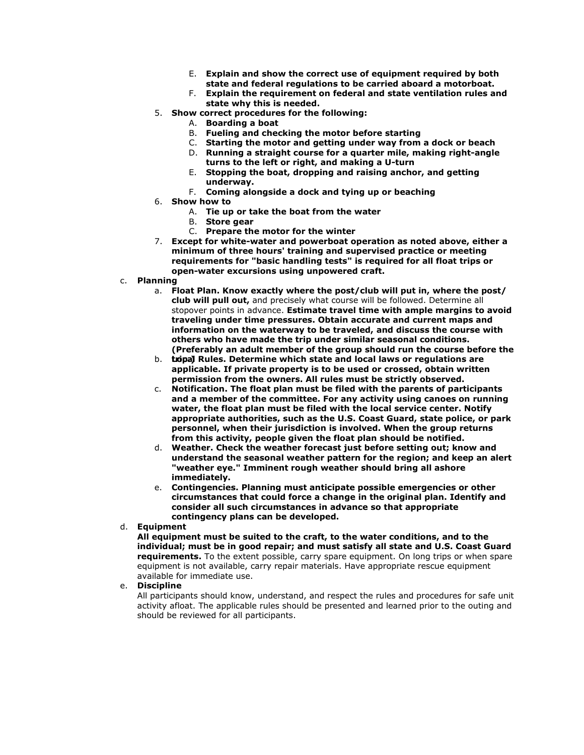E. **Explain and show the correct use of equipment required by both state and federal regulations to be carried aboard a motorboat.**
   F. **Explain the requirement on federal and state ventilation rules and state why this is needed.**

5. **Show correct procedures for the following:**
   A. **Boarding a boat**
   B. **Fueling and checking the motor before starting**
   C. **Starting the motor and getting under way from a dock or beach**
   D. **Running a straight course for a quarter mile, making right-angle turns to the left or right, and making a U-turn**
   E. **Stopping the boat, dropping and raising anchor, and getting underway.**
   F. **Coming alongside a dock and tying up or beaching**
6. **Show how to**
   A. **Tie up or take the boat from the water**
   B. **Store gear**
   C. **Prepare the motor for the winter**
7. **Except for white-water and powerboat operation as noted above, either a minimum of three hours' training and supervised practice or meeting requirements for "basic handling tests" is required for all float trips or open-water excursions using unpowered craft.**

c. **Planning**
   a. **Float Plan. Know exactly where the post/club will put in, where the post/club will pull out,** and precisely what course will be followed. Determine all stopover points in advance. **Estimate travel time with ample margins to avoid traveling under time pressures. Obtain accurate and current maps and information on the waterway to be traveled, and discuss the course with others who have made the trip under similar seasonal conditions. (Preferably an adult member of the group should run the course before the trip.)**
   b. **Local Rules. Determine which state and local laws or regulations are applicable. If private property is to be used or crossed, obtain written permission from the owners. All rules must be strictly observed.**
   c. **Notification. The float plan must be filed with the parents of participants and a member of the committee. For any activity using canoes on running water, the float plan must be filed with the local service center. Notify appropriate authorities, such as the U.S. Coast Guard, state police, or park personnel, when their jurisdiction is involved. When the group returns from this activity, people given the float plan should be notified.**
   d. **Weather. Check the weather forecast just before setting out; know and understand the seasonal weather pattern for the region; and keep an alert "weather eye." Imminent rough weather should bring all ashore immediately.**
   e. **Contingencies. Planning must anticipate possible emergencies or other circumstances that could force a change in the original plan. Identify and consider all such circumstances in advance so that appropriate contingency plans can be developed.**

d. **Equipment**
   **All equipment must be suited to the craft, to the water conditions, and to the individual; must be in good repair; and must satisfy all state and U.S. Coast Guard requirements.** To the extent possible, carry spare equipment. On long trips or when spare equipment is not available, carry repair materials. Have appropriate rescue equipment available for immediate use.

e. **Discipline**
   All participants should know, understand, and respect the rules and procedures for safe unit activity afloat. The applicable rules should be presented and learned prior to the outing and should be reviewed for all participants.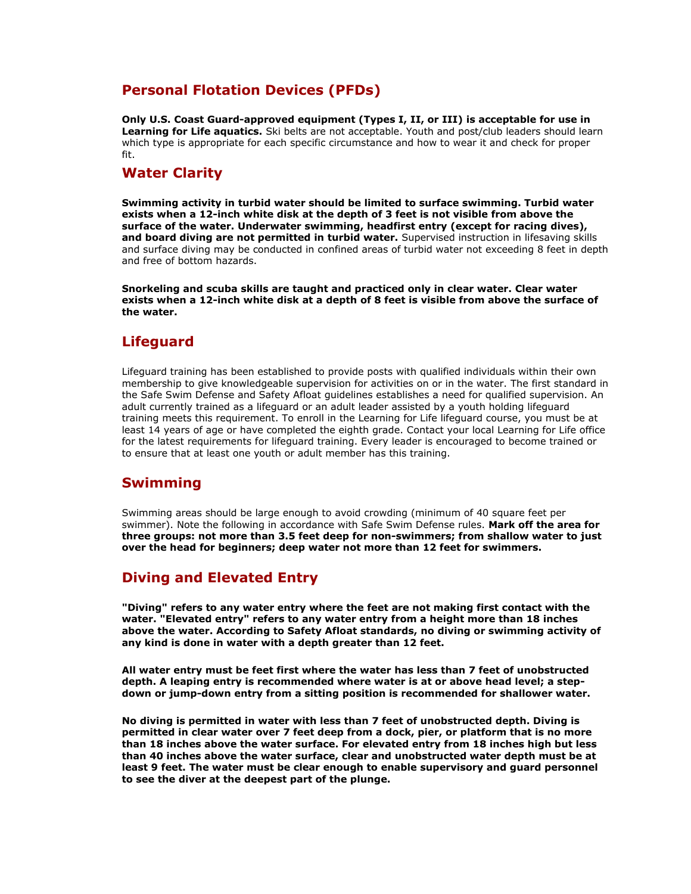## Personal Flotation Devices (PFDs)

**Only U.S. Coast Guard-approved equipment (Types I, II, or III) is acceptable for use in Learning for Life aquatics.** Ski belts are not acceptable. Youth and post/club leaders should learn which type is appropriate for each specific circumstance and how to wear it and check for proper fit.

## Water Clarity

**Swimming activity in turbid water should be limited to surface swimming. Turbid water exists when a 12-inch white disk at the depth of 3 feet is not visible from above the surface of the water. Underwater swimming, headfirst entry (except for racing dives), and board diving are not permitted in turbid water.** Supervised instruction in lifesaving skills and surface diving may be conducted in confined areas of turbid water not exceeding 8 feet in depth and free of bottom hazards.

**Snorkeling and scuba skills are taught and practiced only in clear water. Clear water exists when a 12-inch white disk at a depth of 8 feet is visible from above the surface of the water.**

## Lifeguard

Lifeguard training has been established to provide posts with qualified individuals within their own membership to give knowledgeable supervision for activities on or in the water. The first standard in the Safe Swim Defense and Safety Afloat guidelines establishes a need for qualified supervision. An adult currently trained as a lifeguard or an adult leader assisted by a youth holding lifeguard training meets this requirement. To enroll in the Learning for Life lifeguard course, you must be at least 14 years of age or have completed the eighth grade. Contact your local Learning for Life office for the latest requirements for lifeguard training. Every leader is encouraged to become trained or to ensure that at least one youth or adult member has this training.

## Swimming

Swimming areas should be large enough to avoid crowding (minimum of 40 square feet per swimmer). Note the following in accordance with Safe Swim Defense rules. **Mark off the area for three groups: not more than 3.5 feet deep for non-swimmers; from shallow water to just over the head for beginners; deep water not more than 12 feet for swimmers.**

## Diving and Elevated Entry

**"Diving" refers to any water entry where the feet are not making first contact with the water. "Elevated entry" refers to any water entry from a height more than 18 inches above the water. According to Safety Afloat standards, no diving or swimming activity of any kind is done in water with a depth greater than 12 feet.**

**All water entry must be feet first where the water has less than 7 feet of unobstructed depth. A leaping entry is recommended where water is at or above head level; a step-down or jump-down entry from a sitting position is recommended for shallower water.**

**No diving is permitted in water with less than 7 feet of unobstructed depth. Diving is permitted in clear water over 7 feet deep from a dock, pier, or platform that is no more than 18 inches above the water surface. For elevated entry from 18 inches high but less than 40 inches above the water surface, clear and unobstructed water depth must be at least 9 feet. The water must be clear enough to enable supervisory and guard personnel to see the diver at the deepest part of the plunge.**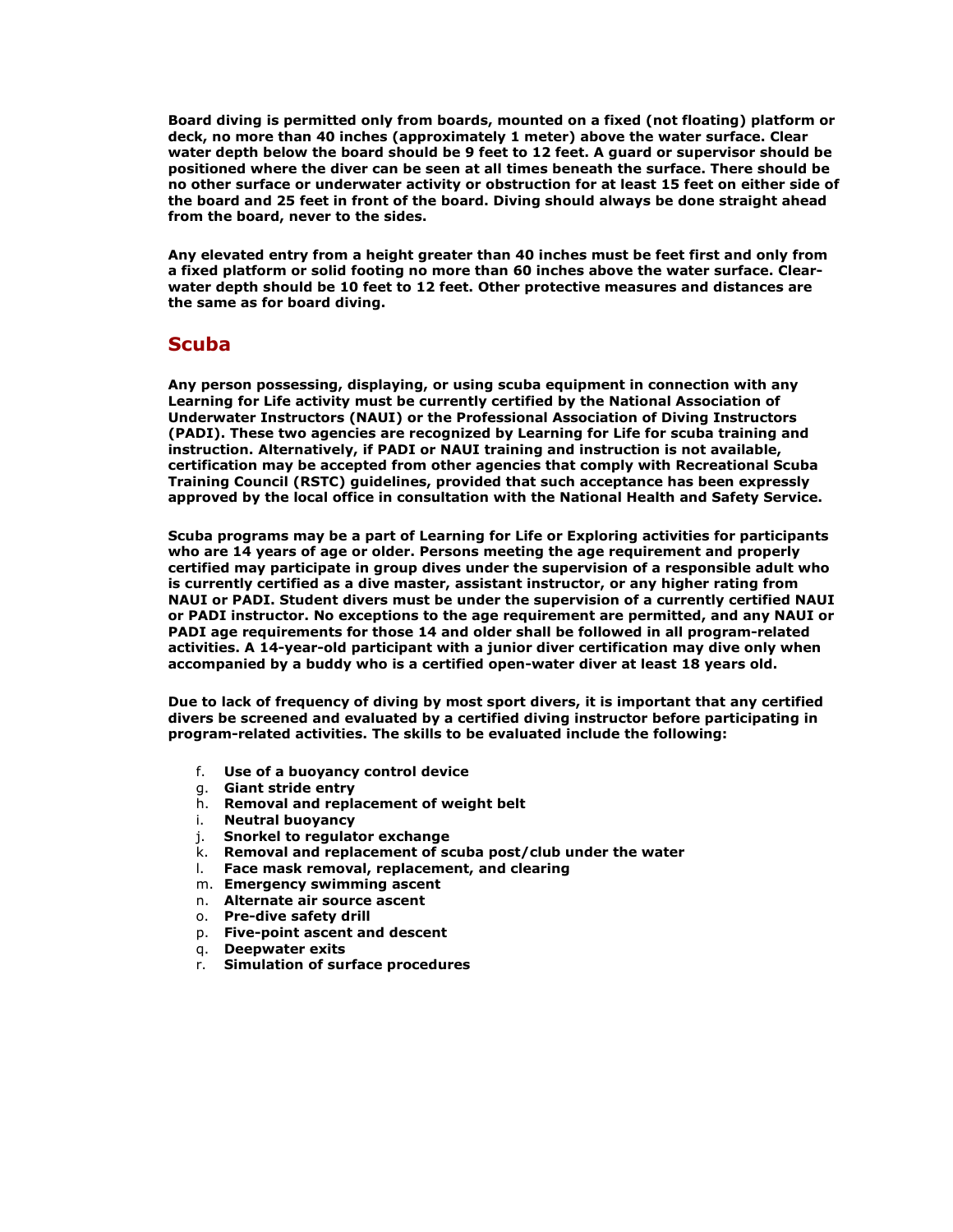**Board diving is permitted only from boards, mounted on a fixed (not floating) platform or deck, no more than 40 inches (approximately 1 meter) above the water surface. Clear water depth below the board should be 9 feet to 12 feet. A guard or supervisor should be positioned where the diver can be seen at all times beneath the surface. There should be no other surface or underwater activity or obstruction for at least 15 feet on either side of the board and 25 feet in front of the board. Diving should always be done straight ahead from the board, never to the sides.**

**Any elevated entry from a height greater than 40 inches must be feet first and only from a fixed platform or solid footing no more than 60 inches above the water surface. Clear-water depth should be 10 feet to 12 feet. Other protective measures and distances are the same as for board diving.**

## Scuba

**Any person possessing, displaying, or using scuba equipment in connection with any Learning for Life activity must be currently certified by the National Association of Underwater Instructors (NAUI) or the Professional Association of Diving Instructors (PADI). These two agencies are recognized by Learning for Life for scuba training and instruction. Alternatively, if PADI or NAUI training and instruction is not available, certification may be accepted from other agencies that comply with Recreational Scuba Training Council (RSTC) guidelines, provided that such acceptance has been expressly approved by the local office in consultation with the National Health and Safety Service.**

**Scuba programs may be a part of Learning for Life or Exploring activities for participants who are 14 years of age or older. Persons meeting the age requirement and properly certified may participate in group dives under the supervision of a responsible adult who is currently certified as a dive master, assistant instructor, or any higher rating from NAUI or PADI. Student divers must be under the supervision of a currently certified NAUI or PADI instructor. No exceptions to the age requirement are permitted, and any NAUI or PADI age requirements for those 14 and older shall be followed in all program-related activities. A 14-year-old participant with a junior diver certification may dive only when accompanied by a buddy who is a certified open-water diver at least 18 years old.**

**Due to lack of frequency of diving by most sport divers, it is important that any certified divers be screened and evaluated by a certified diving instructor before participating in program-related activities. The skills to be evaluated include the following:**

f. **Use of a buoyancy control device**
g. **Giant stride entry**
h. **Removal and replacement of weight belt**
i. **Neutral buoyancy**
j. **Snorkel to regulator exchange**
k. **Removal and replacement of scuba post/club under the water**
l. **Face mask removal, replacement, and clearing**
m. **Emergency swimming ascent**
n. **Alternate air source ascent**
o. **Pre-dive safety drill**
p. **Five-point ascent and descent**
q. **Deepwater exits**
r. **Simulation of surface procedures**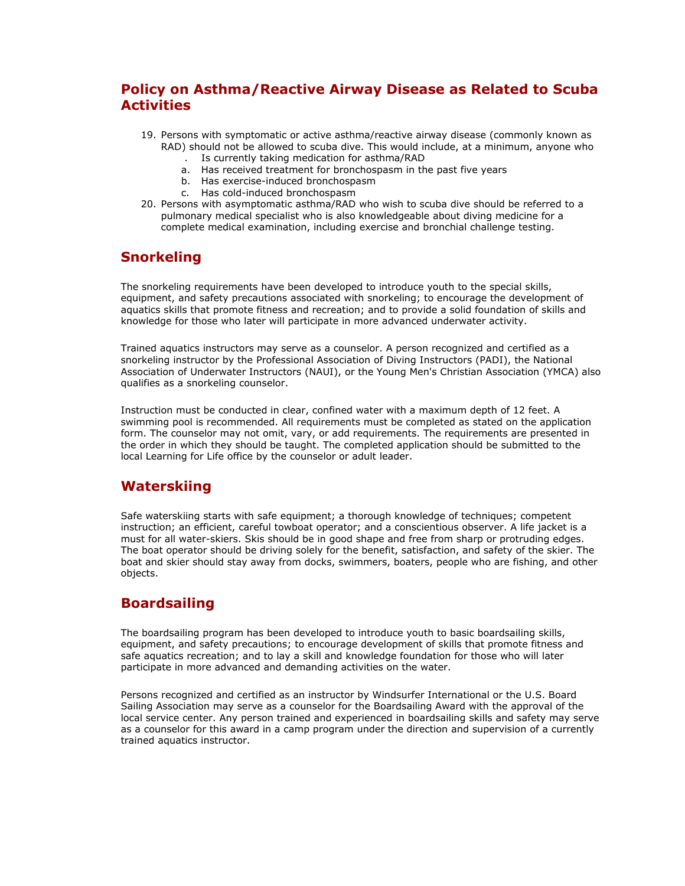## Policy on Asthma/Reactive Airway Disease as Related to Scuba Activities

19. Persons with symptomatic or active asthma/reactive airway disease (commonly known as RAD) should not be allowed to scuba dive. This would include, at a minimum, anyone who
    . Is currently taking medication for asthma/RAD
    a. Has received treatment for bronchospasm in the past five years
    b. Has exercise-induced bronchospasm
    c. Has cold-induced bronchospasm
20. Persons with asymptomatic asthma/RAD who wish to scuba dive should be referred to a pulmonary medical specialist who is also knowledgeable about diving medicine for a complete medical examination, including exercise and bronchial challenge testing.

## Snorkeling

The snorkeling requirements have been developed to introduce youth to the special skills, equipment, and safety precautions associated with snorkeling; to encourage the development of aquatics skills that promote fitness and recreation; and to provide a solid foundation of skills and knowledge for those who later will participate in more advanced underwater activity.

Trained aquatics instructors may serve as a counselor. A person recognized and certified as a snorkeling instructor by the Professional Association of Diving Instructors (PADI), the National Association of Underwater Instructors (NAUI), or the Young Men's Christian Association (YMCA) also qualifies as a snorkeling counselor.

Instruction must be conducted in clear, confined water with a maximum depth of 12 feet. A swimming pool is recommended. All requirements must be completed as stated on the application form. The counselor may not omit, vary, or add requirements. The requirements are presented in the order in which they should be taught. The completed application should be submitted to the local Learning for Life office by the counselor or adult leader.

## Waterskiing

Safe waterskiing starts with safe equipment; a thorough knowledge of techniques; competent instruction; an efficient, careful towboat operator; and a conscientious observer. A life jacket is a must for all water-skiers. Skis should be in good shape and free from sharp or protruding edges. The boat operator should be driving solely for the benefit, satisfaction, and safety of the skier. The boat and skier should stay away from docks, swimmers, boaters, people who are fishing, and other objects.

## Boardsailing

The boardsailing program has been developed to introduce youth to basic boardsailing skills, equipment, and safety precautions; to encourage development of skills that promote fitness and safe aquatics recreation; and to lay a skill and knowledge foundation for those who will later participate in more advanced and demanding activities on the water.

Persons recognized and certified as an instructor by Windsurfer International or the U.S. Board Sailing Association may serve as a counselor for the Boardsailing Award with the approval of the local service center. Any person trained and experienced in boardsailing skills and safety may serve as a counselor for this award in a camp program under the direction and supervision of a currently trained aquatics instructor.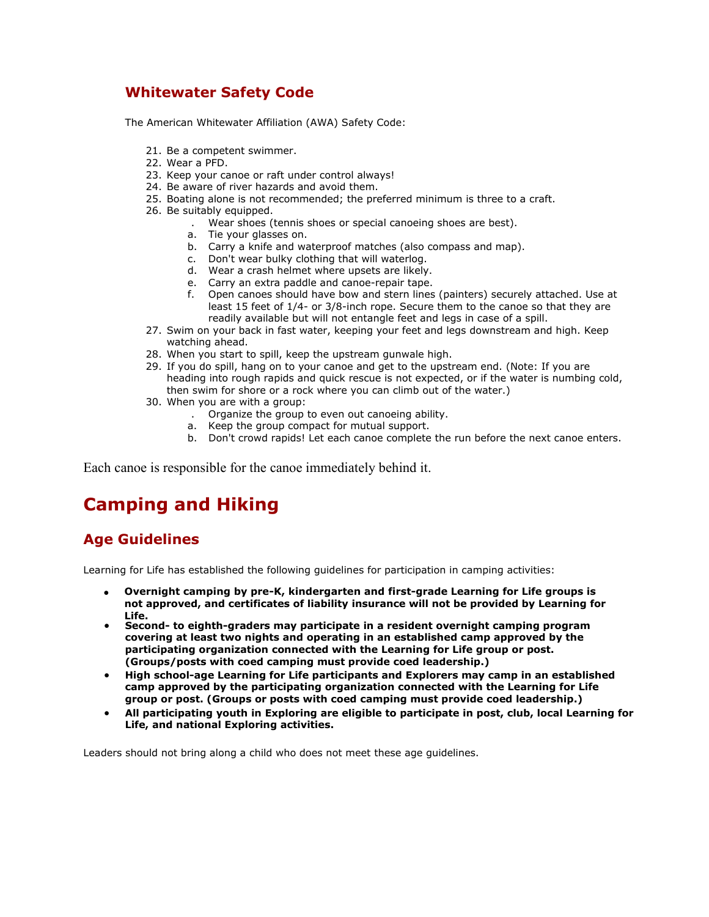## Whitewater Safety Code

The American Whitewater Affiliation (AWA) Safety Code:

21. Be a competent swimmer.
22. Wear a PFD.
23. Keep your canoe or raft under control always!
24. Be aware of river hazards and avoid them.
25. Boating alone is not recommended; the preferred minimum is three to a craft.
26. Be suitably equipped.
    - . Wear shoes (tennis shoes or special canoeing shoes are best).
    - a. Tie your glasses on.
    - b. Carry a knife and waterproof matches (also compass and map).
    - c. Don't wear bulky clothing that will waterlog.
    - d. Wear a crash helmet where upsets are likely.
    - e. Carry an extra paddle and canoe-repair tape.
    - f. Open canoes should have bow and stern lines (painters) securely attached. Use at least 15 feet of 1/4- or 3/8-inch rope. Secure them to the canoe so that they are readily available but will not entangle feet and legs in case of a spill.
27. Swim on your back in fast water, keeping your feet and legs downstream and high. Keep watching ahead.
28. When you start to spill, keep the upstream gunwale high.
29. If you do spill, hang on to your canoe and get to the upstream end. (Note: If you are heading into rough rapids and quick rescue is not expected, or if the water is numbing cold, then swim for shore or a rock where you can climb out of the water.)
30. When you are with a group:
    - . Organize the group to even out canoeing ability.
    - a. Keep the group compact for mutual support.
    - b. Don't crowd rapids! Let each canoe complete the run before the next canoe enters.

Each canoe is responsible for the canoe immediately behind it.

# Camping and Hiking

## Age Guidelines

Learning for Life has established the following guidelines for participation in camping activities:

- **Overnight camping by pre-K, kindergarten and first-grade Learning for Life groups is not approved, and certificates of liability insurance will not be provided by Learning for Life.**
- **Second- to eighth-graders may participate in a resident overnight camping program covering at least two nights and operating in an established camp approved by the participating organization connected with the Learning for Life group or post. (Groups/posts with coed camping must provide coed leadership.)**
- **High school-age Learning for Life participants and Explorers may camp in an established camp approved by the participating organization connected with the Learning for Life group or post. (Groups or posts with coed camping must provide coed leadership.)**
- **All participating youth in Exploring are eligible to participate in post, club, local Learning for Life, and national Exploring activities.**

Leaders should not bring along a child who does not meet these age guidelines.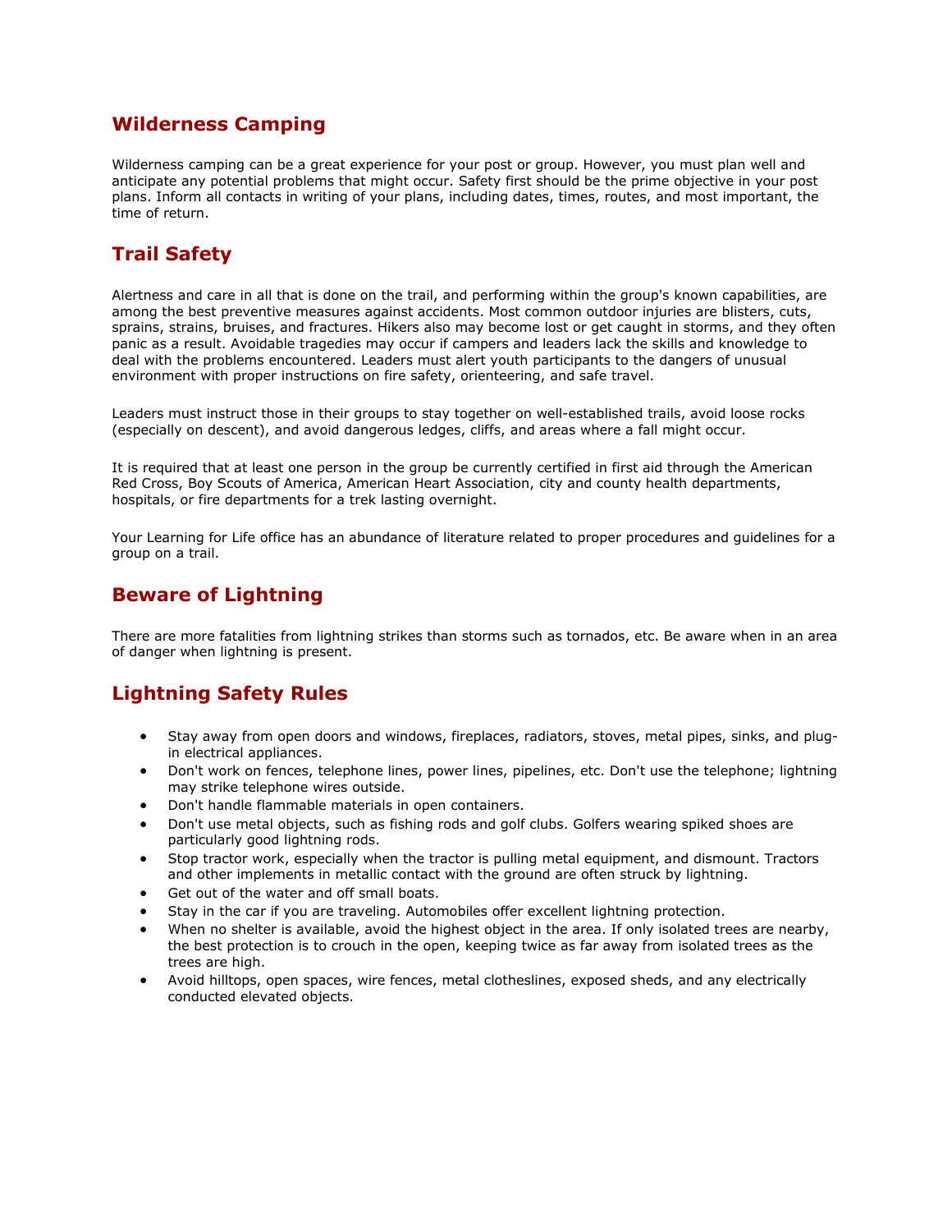## Wilderness Camping

Wilderness camping can be a great experience for your post or group. However, you must plan well and anticipate any potential problems that might occur. Safety first should be the prime objective in your post plans. Inform all contacts in writing of your plans, including dates, times, routes, and most important, the time of return.

## Trail Safety

Alertness and care in all that is done on the trail, and performing within the group's known capabilities, are among the best preventive measures against accidents. Most common outdoor injuries are blisters, cuts, sprains, strains, bruises, and fractures. Hikers also may become lost or get caught in storms, and they often panic as a result. Avoidable tragedies may occur if campers and leaders lack the skills and knowledge to deal with the problems encountered. Leaders must alert youth participants to the dangers of unusual environment with proper instructions on fire safety, orienteering, and safe travel.

Leaders must instruct those in their groups to stay together on well-established trails, avoid loose rocks (especially on descent), and avoid dangerous ledges, cliffs, and areas where a fall might occur.

It is required that at least one person in the group be currently certified in first aid through the American Red Cross, Boy Scouts of America, American Heart Association, city and county health departments, hospitals, or fire departments for a trek lasting overnight.

Your Learning for Life office has an abundance of literature related to proper procedures and guidelines for a group on a trail.

## Beware of Lightning

There are more fatalities from lightning strikes than storms such as tornados, etc. Be aware when in an area of danger when lightning is present.

## Lightning Safety Rules

- Stay away from open doors and windows, fireplaces, radiators, stoves, metal pipes, sinks, and plug-in electrical appliances.
- Don't work on fences, telephone lines, power lines, pipelines, etc. Don't use the telephone; lightning may strike telephone wires outside.
- Don't handle flammable materials in open containers.
- Don't use metal objects, such as fishing rods and golf clubs. Golfers wearing spiked shoes are particularly good lightning rods.
- Stop tractor work, especially when the tractor is pulling metal equipment, and dismount. Tractors and other implements in metallic contact with the ground are often struck by lightning.
- Get out of the water and off small boats.
- Stay in the car if you are traveling. Automobiles offer excellent lightning protection.
- When no shelter is available, avoid the highest object in the area. If only isolated trees are nearby, the best protection is to crouch in the open, keeping twice as far away from isolated trees as the trees are high.
- Avoid hilltops, open spaces, wire fences, metal clotheslines, exposed sheds, and any electrically conducted elevated objects.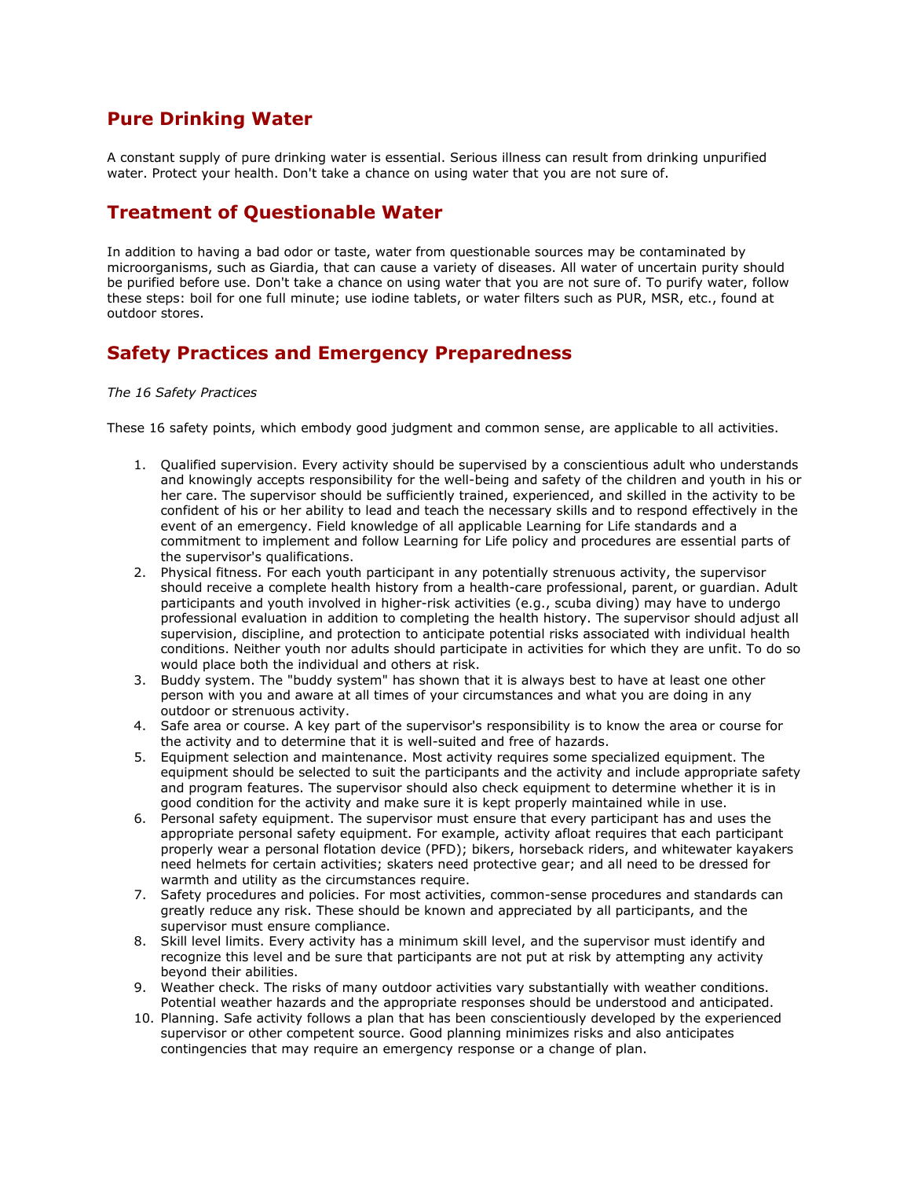## Pure Drinking Water

A constant supply of pure drinking water is essential. Serious illness can result from drinking unpurified water. Protect your health. Don't take a chance on using water that you are not sure of.

## Treatment of Questionable Water

In addition to having a bad odor or taste, water from questionable sources may be contaminated by microorganisms, such as Giardia, that can cause a variety of diseases. All water of uncertain purity should be purified before use. Don't take a chance on using water that you are not sure of. To purify water, follow these steps: boil for one full minute; use iodine tablets, or water filters such as PUR, MSR, etc., found at outdoor stores.

## Safety Practices and Emergency Preparedness

*The 16 Safety Practices*

These 16 safety points, which embody good judgment and common sense, are applicable to all activities.

1. Qualified supervision. Every activity should be supervised by a conscientious adult who understands and knowingly accepts responsibility for the well-being and safety of the children and youth in his or her care. The supervisor should be sufficiently trained, experienced, and skilled in the activity to be confident of his or her ability to lead and teach the necessary skills and to respond effectively in the event of an emergency. Field knowledge of all applicable Learning for Life standards and a commitment to implement and follow Learning for Life policy and procedures are essential parts of the supervisor's qualifications.
2. Physical fitness. For each youth participant in any potentially strenuous activity, the supervisor should receive a complete health history from a health-care professional, parent, or guardian. Adult participants and youth involved in higher-risk activities (e.g., scuba diving) may have to undergo professional evaluation in addition to completing the health history. The supervisor should adjust all supervision, discipline, and protection to anticipate potential risks associated with individual health conditions. Neither youth nor adults should participate in activities for which they are unfit. To do so would place both the individual and others at risk.
3. Buddy system. The "buddy system" has shown that it is always best to have at least one other person with you and aware at all times of your circumstances and what you are doing in any outdoor or strenuous activity.
4. Safe area or course. A key part of the supervisor's responsibility is to know the area or course for the activity and to determine that it is well-suited and free of hazards.
5. Equipment selection and maintenance. Most activity requires some specialized equipment. The equipment should be selected to suit the participants and the activity and include appropriate safety and program features. The supervisor should also check equipment to determine whether it is in good condition for the activity and make sure it is kept properly maintained while in use.
6. Personal safety equipment. The supervisor must ensure that every participant has and uses the appropriate personal safety equipment. For example, activity afloat requires that each participant properly wear a personal flotation device (PFD); bikers, horseback riders, and whitewater kayakers need helmets for certain activities; skaters need protective gear; and all need to be dressed for warmth and utility as the circumstances require.
7. Safety procedures and policies. For most activities, common-sense procedures and standards can greatly reduce any risk. These should be known and appreciated by all participants, and the supervisor must ensure compliance.
8. Skill level limits. Every activity has a minimum skill level, and the supervisor must identify and recognize this level and be sure that participants are not put at risk by attempting any activity beyond their abilities.
9. Weather check. The risks of many outdoor activities vary substantially with weather conditions. Potential weather hazards and the appropriate responses should be understood and anticipated.
10. Planning. Safe activity follows a plan that has been conscientiously developed by the experienced supervisor or other competent source. Good planning minimizes risks and also anticipates contingencies that may require an emergency response or a change of plan.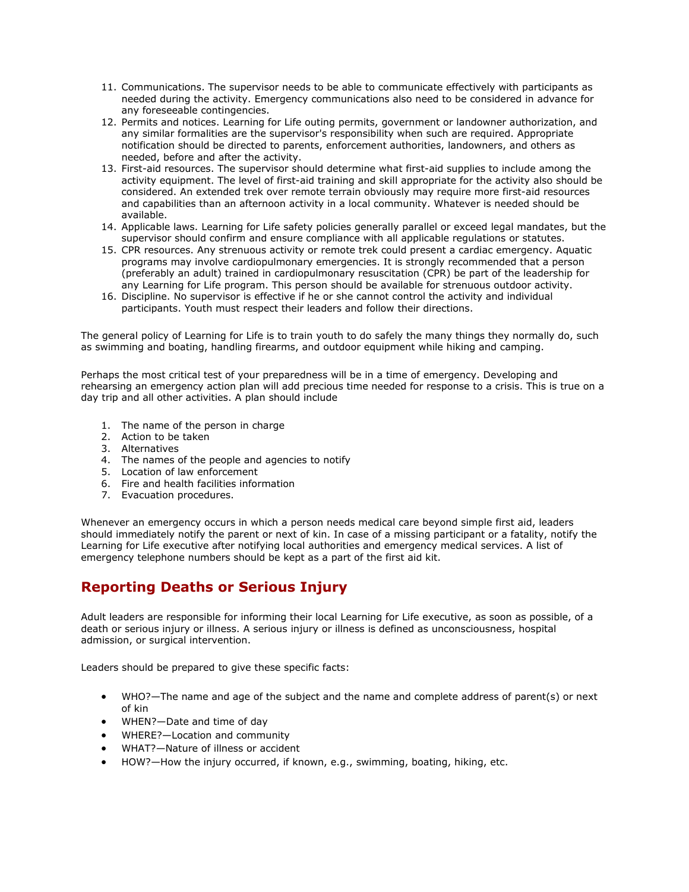11. Communications. The supervisor needs to be able to communicate effectively with participants as needed during the activity. Emergency communications also need to be considered in advance for any foreseeable contingencies.
12. Permits and notices. Learning for Life outing permits, government or landowner authorization, and any similar formalities are the supervisor's responsibility when such are required. Appropriate notification should be directed to parents, enforcement authorities, landowners, and others as needed, before and after the activity.
13. First-aid resources. The supervisor should determine what first-aid supplies to include among the activity equipment. The level of first-aid training and skill appropriate for the activity also should be considered. An extended trek over remote terrain obviously may require more first-aid resources and capabilities than an afternoon activity in a local community. Whatever is needed should be available.
14. Applicable laws. Learning for Life safety policies generally parallel or exceed legal mandates, but the supervisor should confirm and ensure compliance with all applicable regulations or statutes.
15. CPR resources. Any strenuous activity or remote trek could present a cardiac emergency. Aquatic programs may involve cardiopulmonary emergencies. It is strongly recommended that a person (preferably an adult) trained in cardiopulmonary resuscitation (CPR) be part of the leadership for any Learning for Life program. This person should be available for strenuous outdoor activity.
16. Discipline. No supervisor is effective if he or she cannot control the activity and individual participants. Youth must respect their leaders and follow their directions.

The general policy of Learning for Life is to train youth to do safely the many things they normally do, such as swimming and boating, handling firearms, and outdoor equipment while hiking and camping.

Perhaps the most critical test of your preparedness will be in a time of emergency. Developing and rehearsing an emergency action plan will add precious time needed for response to a crisis. This is true on a day trip and all other activities. A plan should include

1. The name of the person in charge
2. Action to be taken
3. Alternatives
4. The names of the people and agencies to notify
5. Location of law enforcement
6. Fire and health facilities information
7. Evacuation procedures.

Whenever an emergency occurs in which a person needs medical care beyond simple first aid, leaders should immediately notify the parent or next of kin. In case of a missing participant or a fatality, notify the Learning for Life executive after notifying local authorities and emergency medical services. A list of emergency telephone numbers should be kept as a part of the first aid kit.

## Reporting Deaths or Serious Injury

Adult leaders are responsible for informing their local Learning for Life executive, as soon as possible, of a death or serious injury or illness. A serious injury or illness is defined as unconsciousness, hospital admission, or surgical intervention.

Leaders should be prepared to give these specific facts:

- WHO?—The name and age of the subject and the name and complete address of parent(s) or next of kin
- WHEN?—Date and time of day
- WHERE?—Location and community
- WHAT?—Nature of illness or accident
- HOW?—How the injury occurred, if known, e.g., swimming, boating, hiking, etc.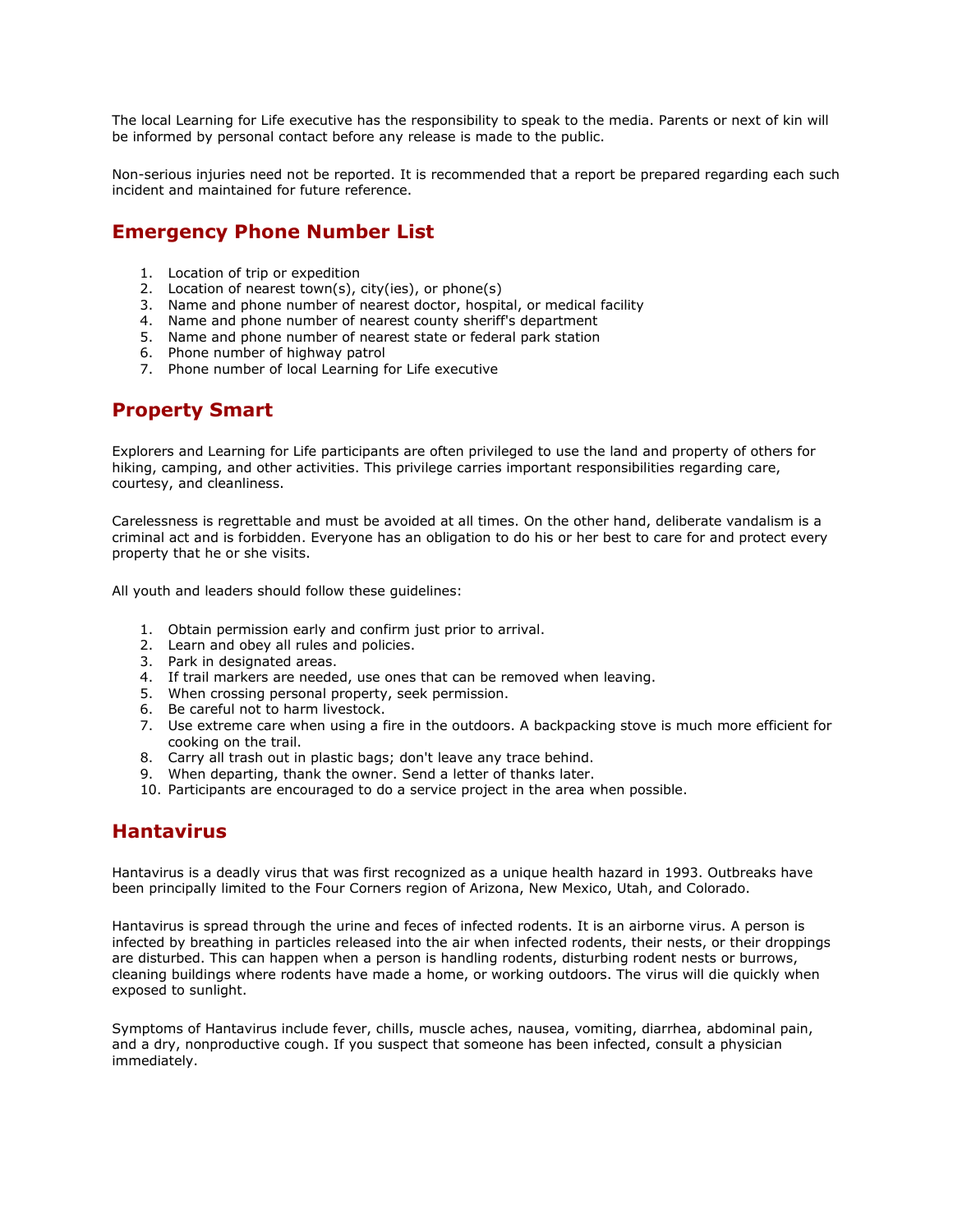The local Learning for Life executive has the responsibility to speak to the media. Parents or next of kin will be informed by personal contact before any release is made to the public.

Non-serious injuries need not be reported. It is recommended that a report be prepared regarding each such incident and maintained for future reference.

## Emergency Phone Number List

1. Location of trip or expedition
2. Location of nearest town(s), city(ies), or phone(s)
3. Name and phone number of nearest doctor, hospital, or medical facility
4. Name and phone number of nearest county sheriff's department
5. Name and phone number of nearest state or federal park station
6. Phone number of highway patrol
7. Phone number of local Learning for Life executive

## Property Smart

Explorers and Learning for Life participants are often privileged to use the land and property of others for hiking, camping, and other activities. This privilege carries important responsibilities regarding care, courtesy, and cleanliness.

Carelessness is regrettable and must be avoided at all times. On the other hand, deliberate vandalism is a criminal act and is forbidden. Everyone has an obligation to do his or her best to care for and protect every property that he or she visits.

All youth and leaders should follow these guidelines:

1. Obtain permission early and confirm just prior to arrival.
2. Learn and obey all rules and policies.
3. Park in designated areas.
4. If trail markers are needed, use ones that can be removed when leaving.
5. When crossing personal property, seek permission.
6. Be careful not to harm livestock.
7. Use extreme care when using a fire in the outdoors. A backpacking stove is much more efficient for cooking on the trail.
8. Carry all trash out in plastic bags; don't leave any trace behind.
9. When departing, thank the owner. Send a letter of thanks later.
10. Participants are encouraged to do a service project in the area when possible.

## Hantavirus

Hantavirus is a deadly virus that was first recognized as a unique health hazard in 1993. Outbreaks have been principally limited to the Four Corners region of Arizona, New Mexico, Utah, and Colorado.

Hantavirus is spread through the urine and feces of infected rodents. It is an airborne virus. A person is infected by breathing in particles released into the air when infected rodents, their nests, or their droppings are disturbed. This can happen when a person is handling rodents, disturbing rodent nests or burrows, cleaning buildings where rodents have made a home, or working outdoors. The virus will die quickly when exposed to sunlight.

Symptoms of Hantavirus include fever, chills, muscle aches, nausea, vomiting, diarrhea, abdominal pain, and a dry, nonproductive cough. If you suspect that someone has been infected, consult a physician immediately.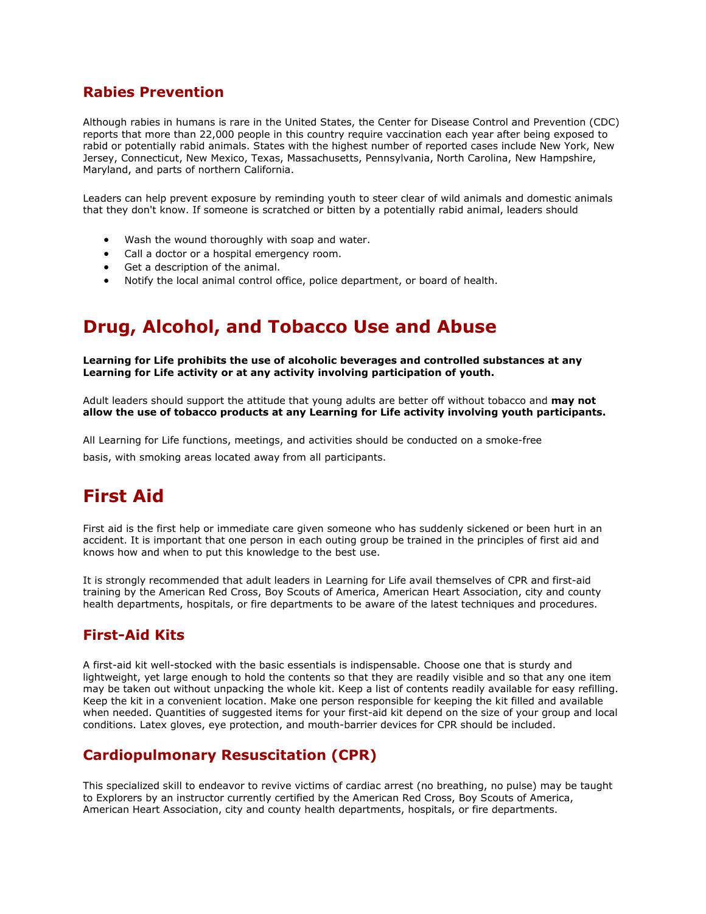### Rabies Prevention

Although rabies in humans is rare in the United States, the Center for Disease Control and Prevention (CDC) reports that more than 22,000 people in this country require vaccination each year after being exposed to rabid or potentially rabid animals. States with the highest number of reported cases include New York, New Jersey, Connecticut, New Mexico, Texas, Massachusetts, Pennsylvania, North Carolina, New Hampshire, Maryland, and parts of northern California.

Leaders can help prevent exposure by reminding youth to steer clear of wild animals and domestic animals that they don't know. If someone is scratched or bitten by a potentially rabid animal, leaders should

- Wash the wound thoroughly with soap and water.
- Call a doctor or a hospital emergency room.
- Get a description of the animal.
- Notify the local animal control office, police department, or board of health.

## Drug, Alcohol, and Tobacco Use and Abuse

**Learning for Life prohibits the use of alcoholic beverages and controlled substances at any Learning for Life activity or at any activity involving participation of youth.**

Adult leaders should support the attitude that young adults are better off without tobacco and **may not allow the use of tobacco products at any Learning for Life activity involving youth participants.**

All Learning for Life functions, meetings, and activities should be conducted on a smoke-free basis, with smoking areas located away from all participants.

## First Aid

First aid is the first help or immediate care given someone who has suddenly sickened or been hurt in an accident. It is important that one person in each outing group be trained in the principles of first aid and knows how and when to put this knowledge to the best use.

It is strongly recommended that adult leaders in Learning for Life avail themselves of CPR and first-aid training by the American Red Cross, Boy Scouts of America, American Heart Association, city and county health departments, hospitals, or fire departments to be aware of the latest techniques and procedures.

### First-Aid Kits

A first-aid kit well-stocked with the basic essentials is indispensable. Choose one that is sturdy and lightweight, yet large enough to hold the contents so that they are readily visible and so that any one item may be taken out without unpacking the whole kit. Keep a list of contents readily available for easy refilling. Keep the kit in a convenient location. Make one person responsible for keeping the kit filled and available when needed. Quantities of suggested items for your first-aid kit depend on the size of your group and local conditions. Latex gloves, eye protection, and mouth-barrier devices for CPR should be included.

### Cardiopulmonary Resuscitation (CPR)

This specialized skill to endeavor to revive victims of cardiac arrest (no breathing, no pulse) may be taught to Explorers by an instructor currently certified by the American Red Cross, Boy Scouts of America, American Heart Association, city and county health departments, hospitals, or fire departments.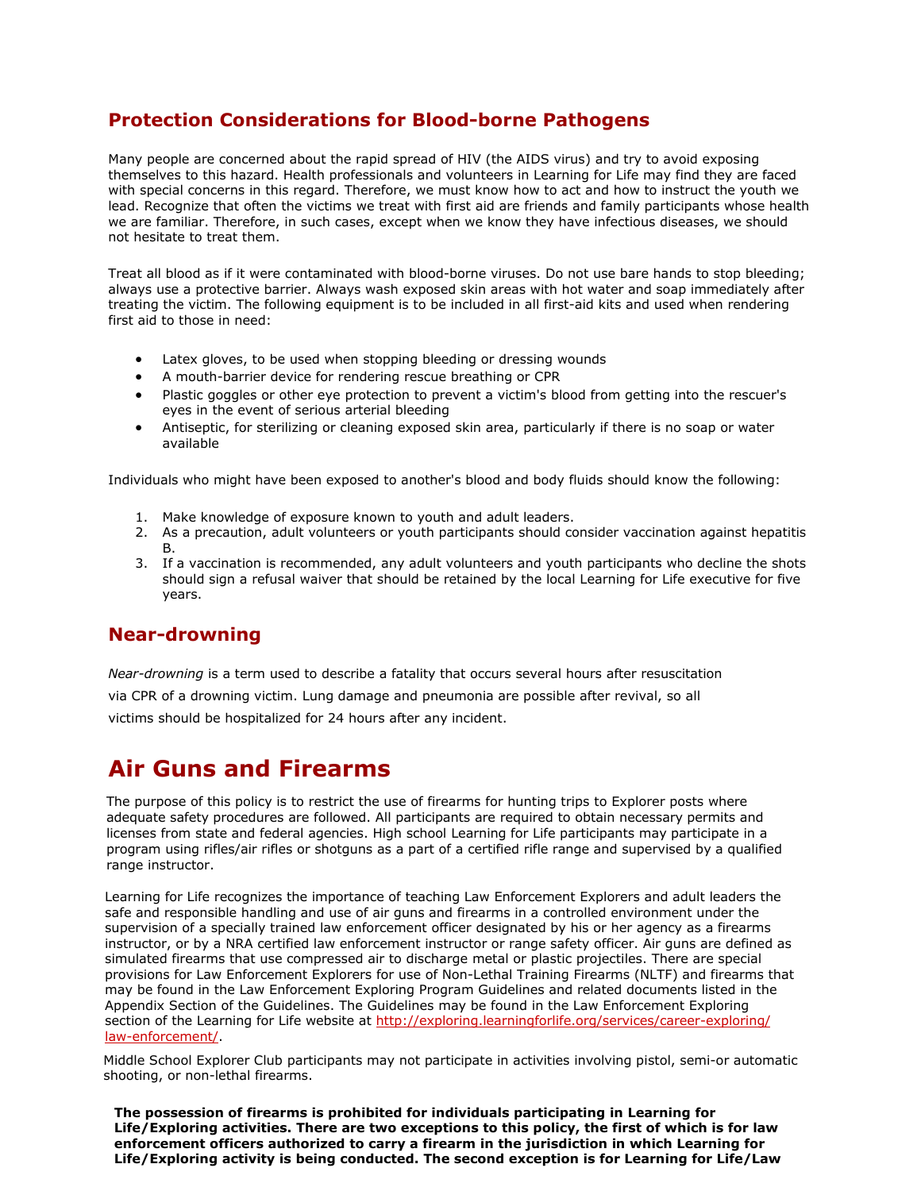## Protection Considerations for Blood-borne Pathogens

Many people are concerned about the rapid spread of HIV (the AIDS virus) and try to avoid exposing themselves to this hazard. Health professionals and volunteers in Learning for Life may find they are faced with special concerns in this regard. Therefore, we must know how to act and how to instruct the youth we lead. Recognize that often the victims we treat with first aid are friends and family participants whose health we are familiar. Therefore, in such cases, except when we know they have infectious diseases, we should not hesitate to treat them.

Treat all blood as if it were contaminated with blood-borne viruses. Do not use bare hands to stop bleeding; always use a protective barrier. Always wash exposed skin areas with hot water and soap immediately after treating the victim. The following equipment is to be included in all first-aid kits and used when rendering first aid to those in need:

- Latex gloves, to be used when stopping bleeding or dressing wounds
- A mouth-barrier device for rendering rescue breathing or CPR
- Plastic goggles or other eye protection to prevent a victim's blood from getting into the rescuer's eyes in the event of serious arterial bleeding
- Antiseptic, for sterilizing or cleaning exposed skin area, particularly if there is no soap or water available

Individuals who might have been exposed to another's blood and body fluids should know the following:

1. Make knowledge of exposure known to youth and adult leaders.
2. As a precaution, adult volunteers or youth participants should consider vaccination against hepatitis B.
3. If a vaccination is recommended, any adult volunteers and youth participants who decline the shots should sign a refusal waiver that should be retained by the local Learning for Life executive for five years.

## Near-drowning

*Near-drowning* is a term used to describe a fatality that occurs several hours after resuscitation via CPR of a drowning victim. Lung damage and pneumonia are possible after revival, so all victims should be hospitalized for 24 hours after any incident.

# Air Guns and Firearms

The purpose of this policy is to restrict the use of firearms for hunting trips to Explorer posts where adequate safety procedures are followed. All participants are required to obtain necessary permits and licenses from state and federal agencies. High school Learning for Life participants may participate in a program using rifles/air rifles or shotguns as a part of a certified rifle range and supervised by a qualified range instructor.

Learning for Life recognizes the importance of teaching Law Enforcement Explorers and adult leaders the safe and responsible handling and use of air guns and firearms in a controlled environment under the supervision of a specially trained law enforcement officer designated by his or her agency as a firearms instructor, or by a NRA certified law enforcement instructor or range safety officer. Air guns are defined as simulated firearms that use compressed air to discharge metal or plastic projectiles. There are special provisions for Law Enforcement Explorers for use of Non-Lethal Training Firearms (NLTF) and firearms that may be found in the Law Enforcement Exploring Program Guidelines and related documents listed in the Appendix Section of the Guidelines. The Guidelines may be found in the Law Enforcement Exploring section of the Learning for Life website at http://exploring.learningforlife.org/services/career-exploring/law-enforcement/.

Middle School Explorer Club participants may not participate in activities involving pistol, semi-or automatic shooting, or non-lethal firearms.

**The possession of firearms is prohibited for individuals participating in Learning for Life/Exploring activities. There are two exceptions to this policy, the first of which is for law enforcement officers authorized to carry a firearm in the jurisdiction in which Learning for Life/Exploring activity is being conducted. The second exception is for Learning for Life/Law**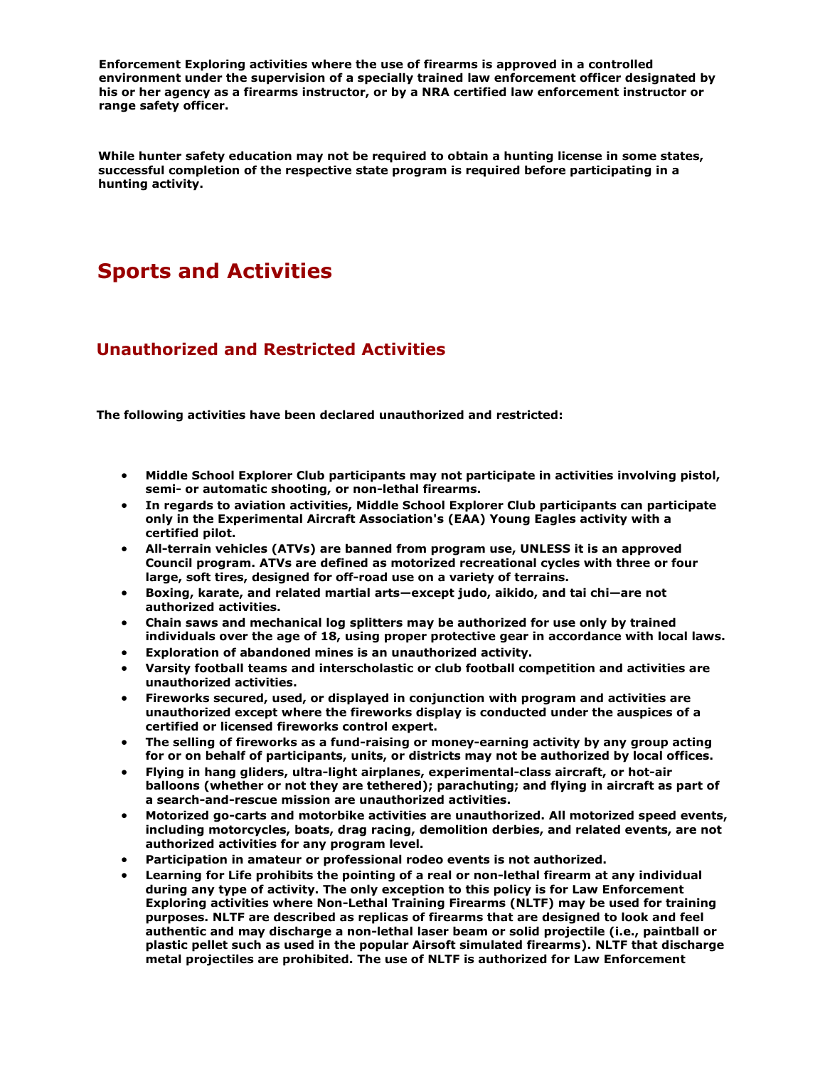**Enforcement Exploring activities where the use of firearms is approved in a controlled environment under the supervision of a specially trained law enforcement officer designated by his or her agency as a firearms instructor, or by a NRA certified law enforcement instructor or range safety officer.**

**While hunter safety education may not be required to obtain a hunting license in some states, successful completion of the respective state program is required before participating in a hunting activity.**

# Sports and Activities

## Unauthorized and Restricted Activities

**The following activities have been declared unauthorized and restricted:**

- **Middle School Explorer Club participants may not participate in activities involving pistol, semi- or automatic shooting, or non-lethal firearms.**
- **In regards to aviation activities, Middle School Explorer Club participants can participate only in the Experimental Aircraft Association's (EAA) Young Eagles activity with a certified pilot.**
- **All-terrain vehicles (ATVs) are banned from program use, UNLESS it is an approved Council program. ATVs are defined as motorized recreational cycles with three or four large, soft tires, designed for off-road use on a variety of terrains.**
- **Boxing, karate, and related martial arts—except judo, aikido, and tai chi—are not authorized activities.**
- **Chain saws and mechanical log splitters may be authorized for use only by trained individuals over the age of 18, using proper protective gear in accordance with local laws.**
- **Exploration of abandoned mines is an unauthorized activity.**
- **Varsity football teams and interscholastic or club football competition and activities are unauthorized activities.**
- **Fireworks secured, used, or displayed in conjunction with program and activities are unauthorized except where the fireworks display is conducted under the auspices of a certified or licensed fireworks control expert.**
- **The selling of fireworks as a fund-raising or money-earning activity by any group acting for or on behalf of participants, units, or districts may not be authorized by local offices.**
- **Flying in hang gliders, ultra-light airplanes, experimental-class aircraft, or hot-air balloons (whether or not they are tethered); parachuting; and flying in aircraft as part of a search-and-rescue mission are unauthorized activities.**
- **Motorized go-carts and motorbike activities are unauthorized. All motorized speed events, including motorcycles, boats, drag racing, demolition derbies, and related events, are not authorized activities for any program level.**
- **Participation in amateur or professional rodeo events is not authorized.**
- **Learning for Life prohibits the pointing of a real or non-lethal firearm at any individual during any type of activity. The only exception to this policy is for Law Enforcement Exploring activities where Non-Lethal Training Firearms (NLTF) may be used for training purposes. NLTF are described as replicas of firearms that are designed to look and feel authentic and may discharge a non-lethal laser beam or solid projectile (i.e., paintball or plastic pellet such as used in the popular Airsoft simulated firearms). NLTF that discharge metal projectiles are prohibited. The use of NLTF is authorized for Law Enforcement**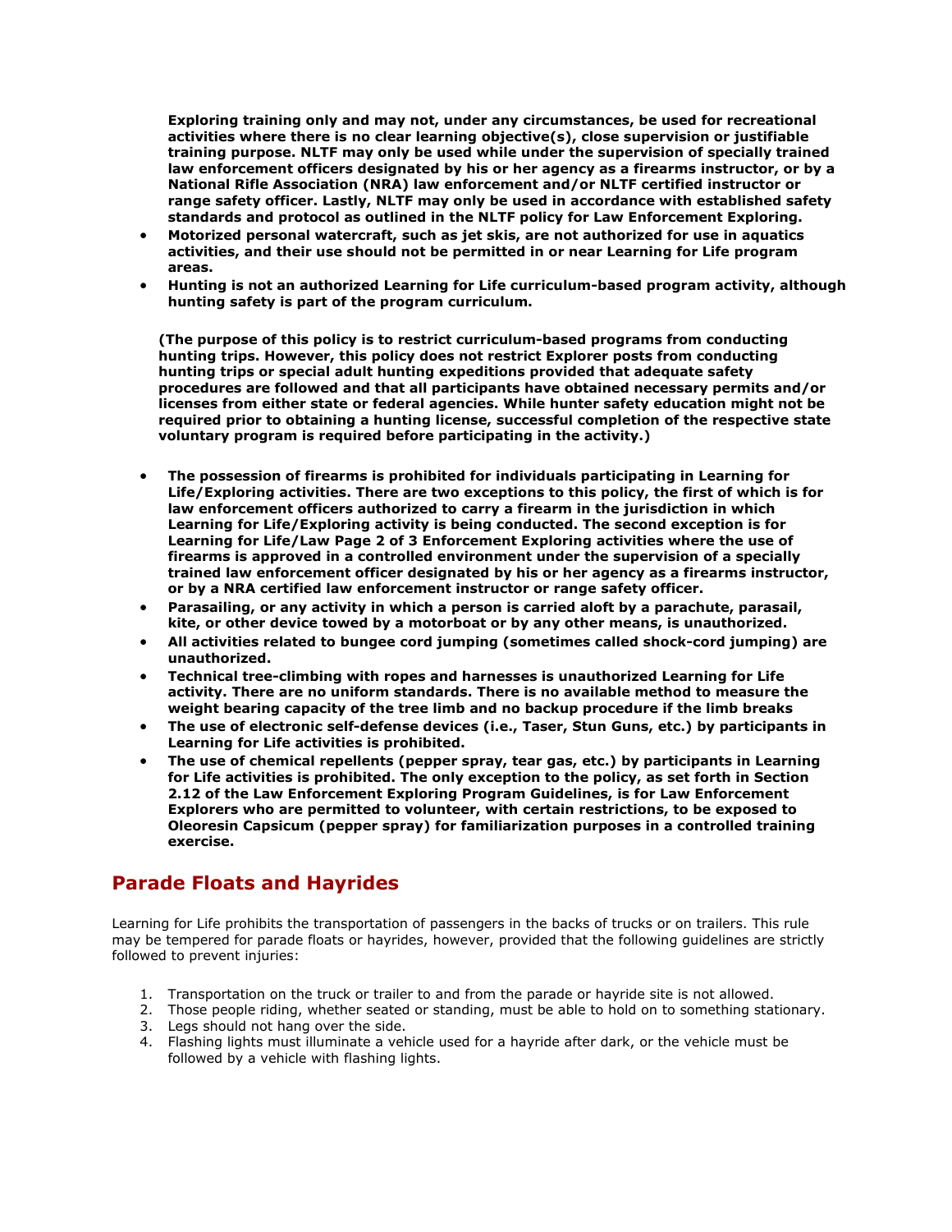**Exploring training only and may not, under any circumstances, be used for recreational activities where there is no clear learning objective(s), close supervision or justifiable training purpose. NLTF may only be used while under the supervision of specially trained law enforcement officers designated by his or her agency as a firearms instructor, or by a National Rifle Association (NRA) law enforcement and/or NLTF certified instructor or range safety officer. Lastly, NLTF may only be used in accordance with established safety standards and protocol as outlined in the NLTF policy for Law Enforcement Exploring.**

- **Motorized personal watercraft, such as jet skis, are not authorized for use in aquatics activities, and their use should not be permitted in or near Learning for Life program areas.**
- **Hunting is not an authorized Learning for Life curriculum-based program activity, although hunting safety is part of the program curriculum.**

**(The purpose of this policy is to restrict curriculum-based programs from conducting hunting trips. However, this policy does not restrict Explorer posts from conducting hunting trips or special adult hunting expeditions provided that adequate safety procedures are followed and that all participants have obtained necessary permits and/or licenses from either state or federal agencies. While hunter safety education might not be required prior to obtaining a hunting license, successful completion of the respective state voluntary program is required before participating in the activity.)**

- **The possession of firearms is prohibited for individuals participating in Learning for Life/Exploring activities. There are two exceptions to this policy, the first of which is for law enforcement officers authorized to carry a firearm in the jurisdiction in which Learning for Life/Exploring activity is being conducted. The second exception is for Learning for Life/Law Page 2 of 3 Enforcement Exploring activities where the use of firearms is approved in a controlled environment under the supervision of a specially trained law enforcement officer designated by his or her agency as a firearms instructor, or by a NRA certified law enforcement instructor or range safety officer.**
- **Parasailing, or any activity in which a person is carried aloft by a parachute, parasail, kite, or other device towed by a motorboat or by any other means, is unauthorized.**
- **All activities related to bungee cord jumping (sometimes called shock-cord jumping) are unauthorized.**
- **Technical tree-climbing with ropes and harnesses is unauthorized Learning for Life activity. There are no uniform standards. There is no available method to measure the weight bearing capacity of the tree limb and no backup procedure if the limb breaks**
- **The use of electronic self-defense devices (i.e., Taser, Stun Guns, etc.) by participants in Learning for Life activities is prohibited.**
- **The use of chemical repellents (pepper spray, tear gas, etc.) by participants in Learning for Life activities is prohibited. The only exception to the policy, as set forth in Section 2.12 of the Law Enforcement Exploring Program Guidelines, is for Law Enforcement Explorers who are permitted to volunteer, with certain restrictions, to be exposed to Oleoresin Capsicum (pepper spray) for familiarization purposes in a controlled training exercise.**

## Parade Floats and Hayrides

Learning for Life prohibits the transportation of passengers in the backs of trucks or on trailers. This rule may be tempered for parade floats or hayrides, however, provided that the following guidelines are strictly followed to prevent injuries:

1. Transportation on the truck or trailer to and from the parade or hayride site is not allowed.
2. Those people riding, whether seated or standing, must be able to hold on to something stationary.
3. Legs should not hang over the side.
4. Flashing lights must illuminate a vehicle used for a hayride after dark, or the vehicle must be followed by a vehicle with flashing lights.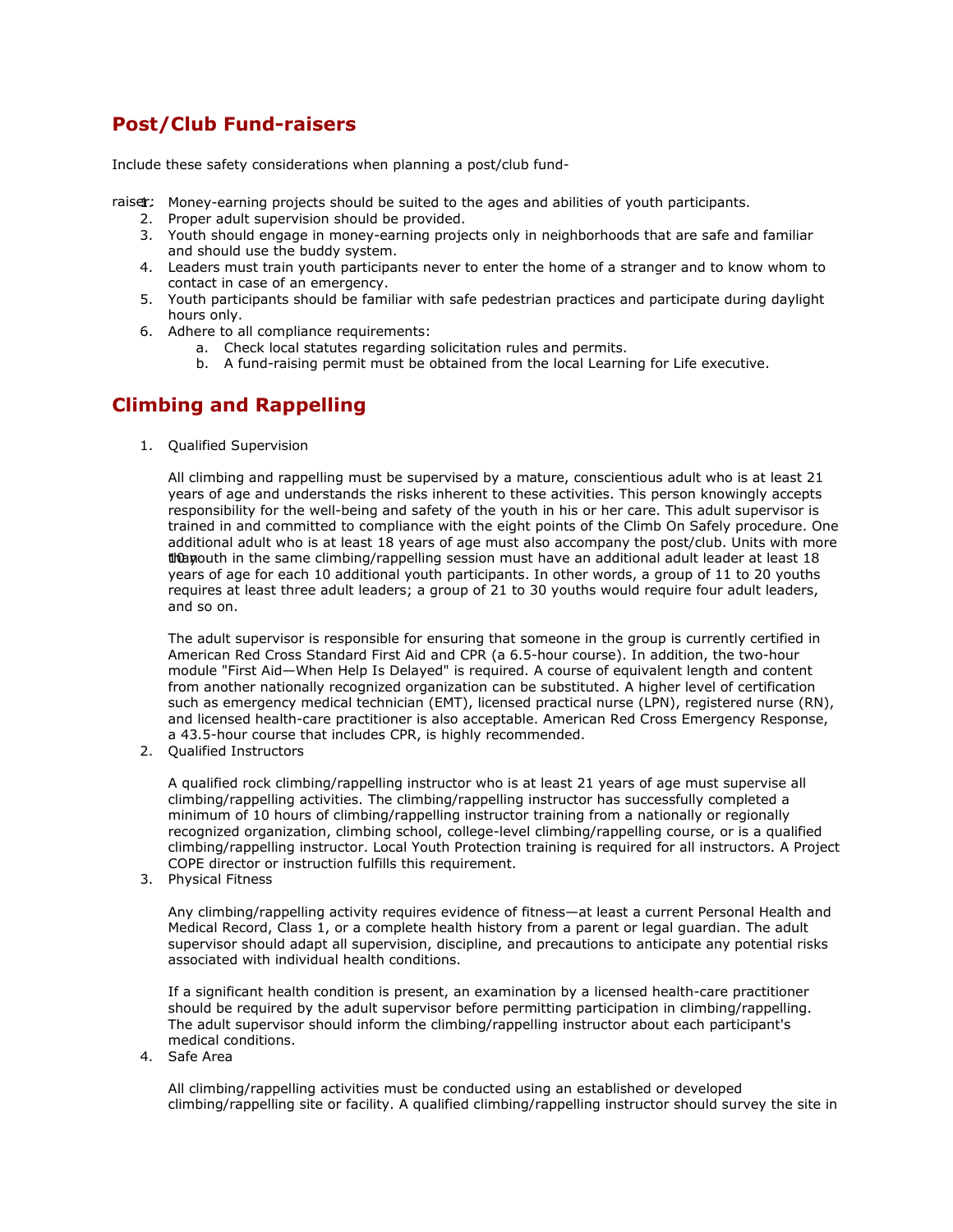## Post/Club Fund-raisers

Include these safety considerations when planning a post/club fund-raiser:

1. Money-earning projects should be suited to the ages and abilities of youth participants.
2. Proper adult supervision should be provided.
3. Youth should engage in money-earning projects only in neighborhoods that are safe and familiar and should use the buddy system.
4. Leaders must train youth participants never to enter the home of a stranger and to know whom to contact in case of an emergency.
5. Youth participants should be familiar with safe pedestrian practices and participate during daylight hours only.
6. Adhere to all compliance requirements:
   a. Check local statutes regarding solicitation rules and permits.
   b. A fund-raising permit must be obtained from the local Learning for Life executive.

## Climbing and Rappelling

1. Qualified Supervision

   All climbing and rappelling must be supervised by a mature, conscientious adult who is at least 21 years of age and understands the risks inherent to these activities. This person knowingly accepts responsibility for the well-being and safety of the youth in his or her care. This adult supervisor is trained in and committed to compliance with the eight points of the Climb On Safely procedure. One additional adult who is at least 18 years of age must also accompany the post/club. Units with more than 10 youth in the same climbing/rappelling session must have an additional adult leader at least 18 years of age for each 10 additional youth participants. In other words, a group of 11 to 20 youths requires at least three adult leaders; a group of 21 to 30 youths would require four adult leaders, and so on.

   The adult supervisor is responsible for ensuring that someone in the group is currently certified in American Red Cross Standard First Aid and CPR (a 6.5-hour course). In addition, the two-hour module "First Aid—When Help Is Delayed" is required. A course of equivalent length and content from another nationally recognized organization can be substituted. A higher level of certification such as emergency medical technician (EMT), licensed practical nurse (LPN), registered nurse (RN), and licensed health-care practitioner is also acceptable. American Red Cross Emergency Response, a 43.5-hour course that includes CPR, is highly recommended.

2. Qualified Instructors

   A qualified rock climbing/rappelling instructor who is at least 21 years of age must supervise all climbing/rappelling activities. The climbing/rappelling instructor has successfully completed a minimum of 10 hours of climbing/rappelling instructor training from a nationally or regionally recognized organization, climbing school, college-level climbing/rappelling course, or is a qualified climbing/rappelling instructor. Local Youth Protection training is required for all instructors. A Project COPE director or instruction fulfills this requirement.

3. Physical Fitness

   Any climbing/rappelling activity requires evidence of fitness—at least a current Personal Health and Medical Record, Class 1, or a complete health history from a parent or legal guardian. The adult supervisor should adapt all supervision, discipline, and precautions to anticipate any potential risks associated with individual health conditions.

   If a significant health condition is present, an examination by a licensed health-care practitioner should be required by the adult supervisor before permitting participation in climbing/rappelling. The adult supervisor should inform the climbing/rappelling instructor about each participant's medical conditions.

4. Safe Area

   All climbing/rappelling activities must be conducted using an established or developed climbing/rappelling site or facility. A qualified climbing/rappelling instructor should survey the site in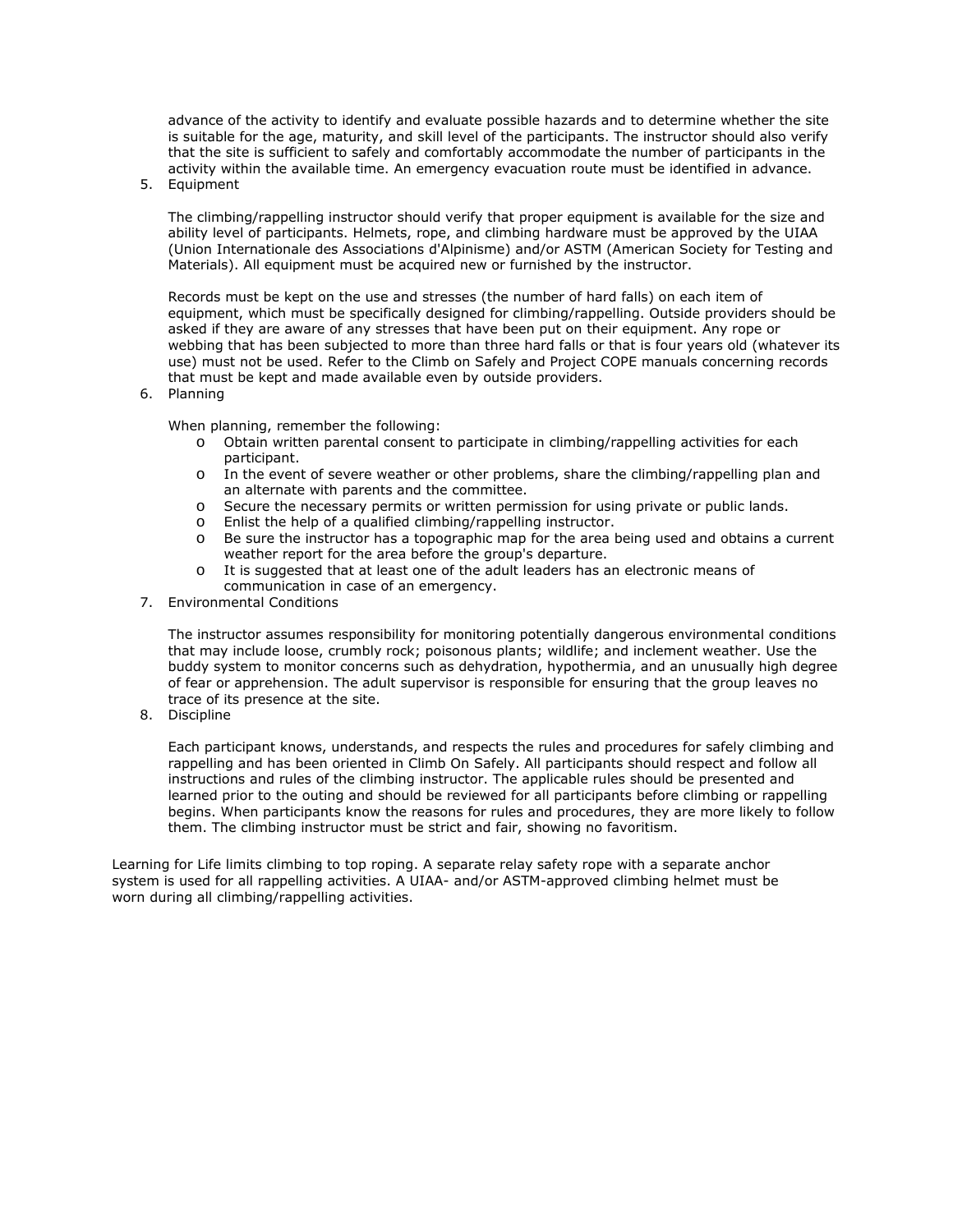advance of the activity to identify and evaluate possible hazards and to determine whether the site is suitable for the age, maturity, and skill level of the participants. The instructor should also verify that the site is sufficient to safely and comfortably accommodate the number of participants in the activity within the available time. An emergency evacuation route must be identified in advance.

5. Equipment

   The climbing/rappelling instructor should verify that proper equipment is available for the size and ability level of participants. Helmets, rope, and climbing hardware must be approved by the UIAA (Union Internationale des Associations d'Alpinisme) and/or ASTM (American Society for Testing and Materials). All equipment must be acquired new or furnished by the instructor.

   Records must be kept on the use and stresses (the number of hard falls) on each item of equipment, which must be specifically designed for climbing/rappelling. Outside providers should be asked if they are aware of any stresses that have been put on their equipment. Any rope or webbing that has been subjected to more than three hard falls or that is four years old (whatever its use) must not be used. Refer to the Climb on Safely and Project COPE manuals concerning records that must be kept and made available even by outside providers.

6. Planning

   When planning, remember the following:
   - Obtain written parental consent to participate in climbing/rappelling activities for each participant.
   - In the event of severe weather or other problems, share the climbing/rappelling plan and an alternate with parents and the committee.
   - Secure the necessary permits or written permission for using private or public lands.
   - Enlist the help of a qualified climbing/rappelling instructor.
   - Be sure the instructor has a topographic map for the area being used and obtains a current weather report for the area before the group's departure.
   - It is suggested that at least one of the adult leaders has an electronic means of communication in case of an emergency.

7. Environmental Conditions

   The instructor assumes responsibility for monitoring potentially dangerous environmental conditions that may include loose, crumbly rock; poisonous plants; wildlife; and inclement weather. Use the buddy system to monitor concerns such as dehydration, hypothermia, and an unusually high degree of fear or apprehension. The adult supervisor is responsible for ensuring that the group leaves no trace of its presence at the site.

8. Discipline

   Each participant knows, understands, and respects the rules and procedures for safely climbing and rappelling and has been oriented in Climb On Safely. All participants should respect and follow all instructions and rules of the climbing instructor. The applicable rules should be presented and learned prior to the outing and should be reviewed for all participants before climbing or rappelling begins. When participants know the reasons for rules and procedures, they are more likely to follow them. The climbing instructor must be strict and fair, showing no favoritism.

Learning for Life limits climbing to top roping. A separate relay safety rope with a separate anchor system is used for all rappelling activities. A UIAA- and/or ASTM-approved climbing helmet must be worn during all climbing/rappelling activities.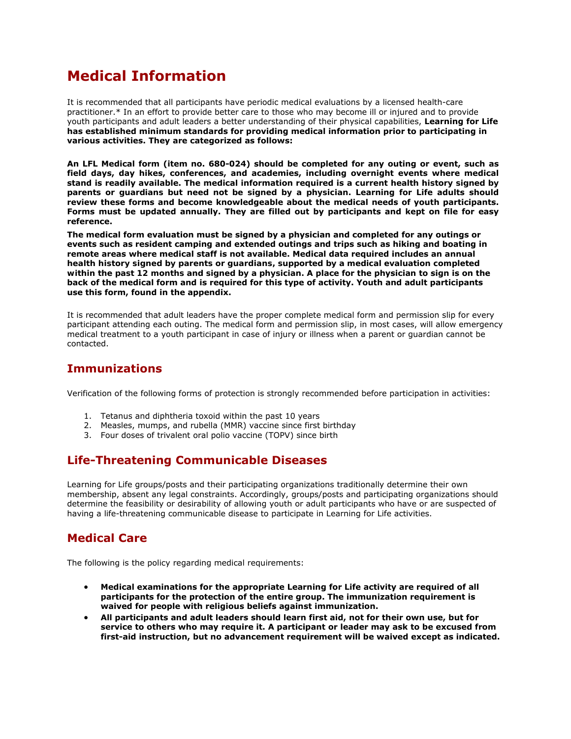# Medical Information

It is recommended that all participants have periodic medical evaluations by a licensed health-care practitioner.* In an effort to provide better care to those who may become ill or injured and to provide youth participants and adult leaders a better understanding of their physical capabilities, **Learning for Life has established minimum standards for providing medical information prior to participating in various activities. They are categorized as follows:**

**An LFL Medical form (item no. 680-024) should be completed for any outing or event, such as field days, day hikes, conferences, and academies, including overnight events where medical stand is readily available. The medical information required is a current health history signed by parents or guardians but need not be signed by a physician. Learning for Life adults should review these forms and become knowledgeable about the medical needs of youth participants. Forms must be updated annually. They are filled out by participants and kept on file for easy reference.**

**The medical form evaluation must be signed by a physician and completed for any outings or events such as resident camping and extended outings and trips such as hiking and boating in remote areas where medical staff is not available. Medical data required includes an annual health history signed by parents or guardians, supported by a medical evaluation completed within the past 12 months and signed by a physician. A place for the physician to sign is on the back of the medical form and is required for this type of activity. Youth and adult participants use this form, found in the appendix.**

It is recommended that adult leaders have the proper complete medical form and permission slip for every participant attending each outing. The medical form and permission slip, in most cases, will allow emergency medical treatment to a youth participant in case of injury or illness when a parent or guardian cannot be contacted.

## Immunizations

Verification of the following forms of protection is strongly recommended before participation in activities:

1. Tetanus and diphtheria toxoid within the past 10 years
2. Measles, mumps, and rubella (MMR) vaccine since first birthday
3. Four doses of trivalent oral polio vaccine (TOPV) since birth

## Life-Threatening Communicable Diseases

Learning for Life groups/posts and their participating organizations traditionally determine their own membership, absent any legal constraints. Accordingly, groups/posts and participating organizations should determine the feasibility or desirability of allowing youth or adult participants who have or are suspected of having a life-threatening communicable disease to participate in Learning for Life activities.

## Medical Care

The following is the policy regarding medical requirements:

- **Medical examinations for the appropriate Learning for Life activity are required of all participants for the protection of the entire group. The immunization requirement is waived for people with religious beliefs against immunization.**
- **All participants and adult leaders should learn first aid, not for their own use, but for service to others who may require it. A participant or leader may ask to be excused from first-aid instruction, but no advancement requirement will be waived except as indicated.**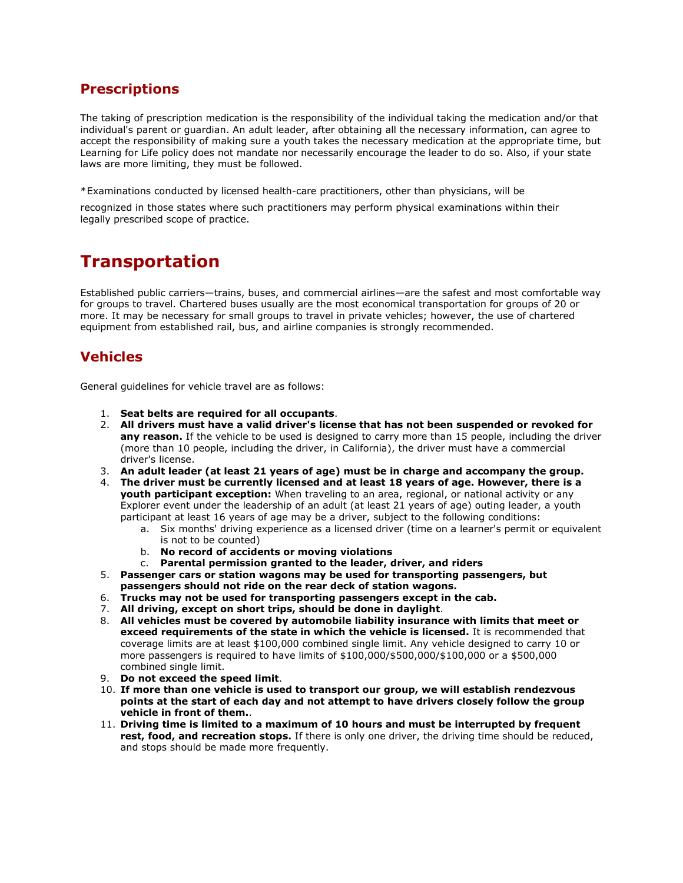## Prescriptions

The taking of prescription medication is the responsibility of the individual taking the medication and/or that individual's parent or guardian. An adult leader, after obtaining all the necessary information, can agree to accept the responsibility of making sure a youth takes the necessary medication at the appropriate time, but Learning for Life policy does not mandate nor necessarily encourage the leader to do so. Also, if your state laws are more limiting, they must be followed.

*Examinations conducted by licensed health-care practitioners, other than physicians, will be

recognized in those states where such practitioners may perform physical examinations within their legally prescribed scope of practice.

# Transportation

Established public carriers—trains, buses, and commercial airlines—are the safest and most comfortable way for groups to travel. Chartered buses usually are the most economical transportation for groups of 20 or more. It may be necessary for small groups to travel in private vehicles; however, the use of chartered equipment from established rail, bus, and airline companies is strongly recommended.

## Vehicles

General guidelines for vehicle travel are as follows:

1. **Seat belts are required for all occupants**.
2. **All drivers must have a valid driver's license that has not been suspended or revoked for any reason.** If the vehicle to be used is designed to carry more than 15 people, including the driver (more than 10 people, including the driver, in California), the driver must have a commercial driver's license.
3. **An adult leader (at least 21 years of age) must be in charge and accompany the group.**
4. **The driver must be currently licensed and at least 18 years of age. However, there is a youth participant exception:** When traveling to an area, regional, or national activity or any Explorer event under the leadership of an adult (at least 21 years of age) outing leader, a youth participant at least 16 years of age may be a driver, subject to the following conditions:
   a. Six months' driving experience as a licensed driver (time on a learner's permit or equivalent is not to be counted)
   b. **No record of accidents or moving violations**
   c. **Parental permission granted to the leader, driver, and riders**
5. **Passenger cars or station wagons may be used for transporting passengers, but passengers should not ride on the rear deck of station wagons.**
6. **Trucks may not be used for transporting passengers except in the cab.**
7. **All driving, except on short trips, should be done in daylight**.
8. **All vehicles must be covered by automobile liability insurance with limits that meet or exceed requirements of the state in which the vehicle is licensed.** It is recommended that coverage limits are at least $100,000 combined single limit. Any vehicle designed to carry 10 or more passengers is required to have limits of $100,000/$500,000/$100,000 or a $500,000 combined single limit.
9. **Do not exceed the speed limit**.
10. **If more than one vehicle is used to transport our group, we will establish rendezvous points at the start of each day and not attempt to have drivers closely follow the group vehicle in front of them.**.
11. **Driving time is limited to a maximum of 10 hours and must be interrupted by frequent rest, food, and recreation stops.** If there is only one driver, the driving time should be reduced, and stops should be made more frequently.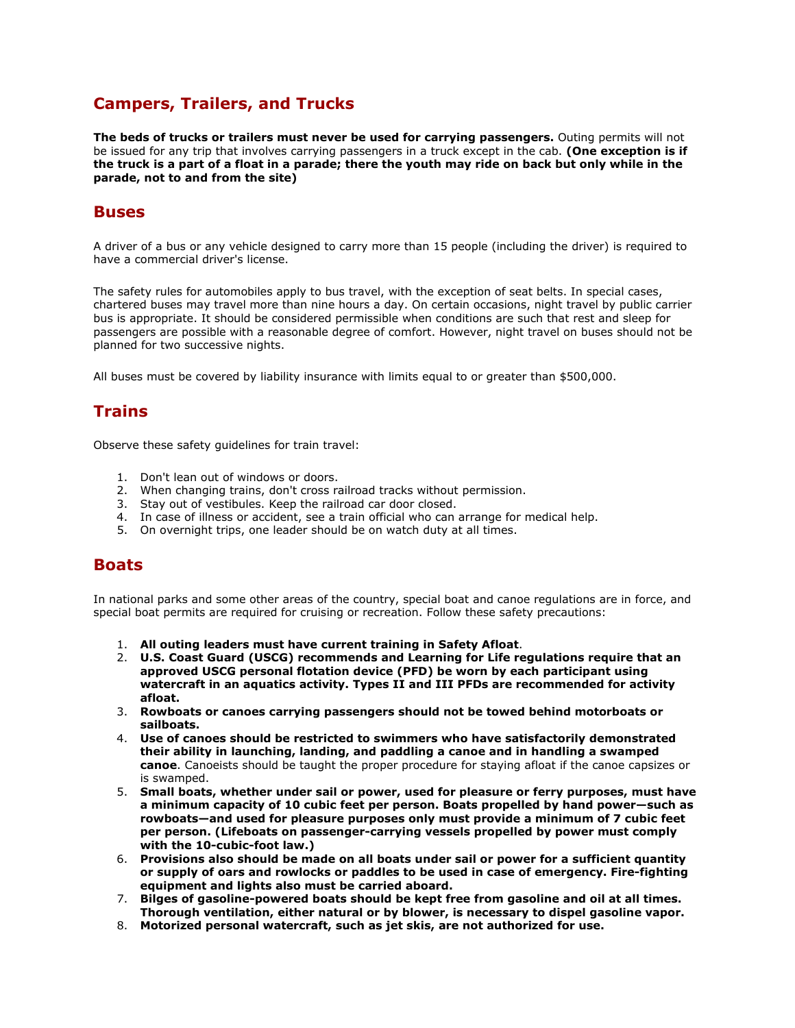## Campers, Trailers, and Trucks

**The beds of trucks or trailers must never be used for carrying passengers.** Outing permits will not be issued for any trip that involves carrying passengers in a truck except in the cab. **(One exception is if the truck is a part of a float in a parade; there the youth may ride on back but only while in the parade, not to and from the site)**

## Buses

A driver of a bus or any vehicle designed to carry more than 15 people (including the driver) is required to have a commercial driver's license.

The safety rules for automobiles apply to bus travel, with the exception of seat belts. In special cases, chartered buses may travel more than nine hours a day. On certain occasions, night travel by public carrier bus is appropriate. It should be considered permissible when conditions are such that rest and sleep for passengers are possible with a reasonable degree of comfort. However, night travel on buses should not be planned for two successive nights.

All buses must be covered by liability insurance with limits equal to or greater than $500,000.

## Trains

Observe these safety guidelines for train travel:

1. Don't lean out of windows or doors.
2. When changing trains, don't cross railroad tracks without permission.
3. Stay out of vestibules. Keep the railroad car door closed.
4. In case of illness or accident, see a train official who can arrange for medical help.
5. On overnight trips, one leader should be on watch duty at all times.

## Boats

In national parks and some other areas of the country, special boat and canoe regulations are in force, and special boat permits are required for cruising or recreation. Follow these safety precautions:

1. **All outing leaders must have current training in Safety Afloat**.
2. **U.S. Coast Guard (USCG) recommends and Learning for Life regulations require that an approved USCG personal flotation device (PFD) be worn by each participant using watercraft in an aquatics activity. Types II and III PFDs are recommended for activity afloat.**
3. **Rowboats or canoes carrying passengers should not be towed behind motorboats or sailboats.**
4. **Use of canoes should be restricted to swimmers who have satisfactorily demonstrated their ability in launching, landing, and paddling a canoe and in handling a swamped canoe**. Canoeists should be taught the proper procedure for staying afloat if the canoe capsizes or is swamped.
5. **Small boats, whether under sail or power, used for pleasure or ferry purposes, must have a minimum capacity of 10 cubic feet per person. Boats propelled by hand power—such as rowboats—and used for pleasure purposes only must provide a minimum of 7 cubic feet per person. (Lifeboats on passenger-carrying vessels propelled by power must comply with the 10-cubic-foot law.)**
6. **Provisions also should be made on all boats under sail or power for a sufficient quantity or supply of oars and rowlocks or paddles to be used in case of emergency. Fire-fighting equipment and lights also must be carried aboard.**
7. **Bilges of gasoline-powered boats should be kept free from gasoline and oil at all times. Thorough ventilation, either natural or by blower, is necessary to dispel gasoline vapor.**
8. **Motorized personal watercraft, such as jet skis, are not authorized for use.**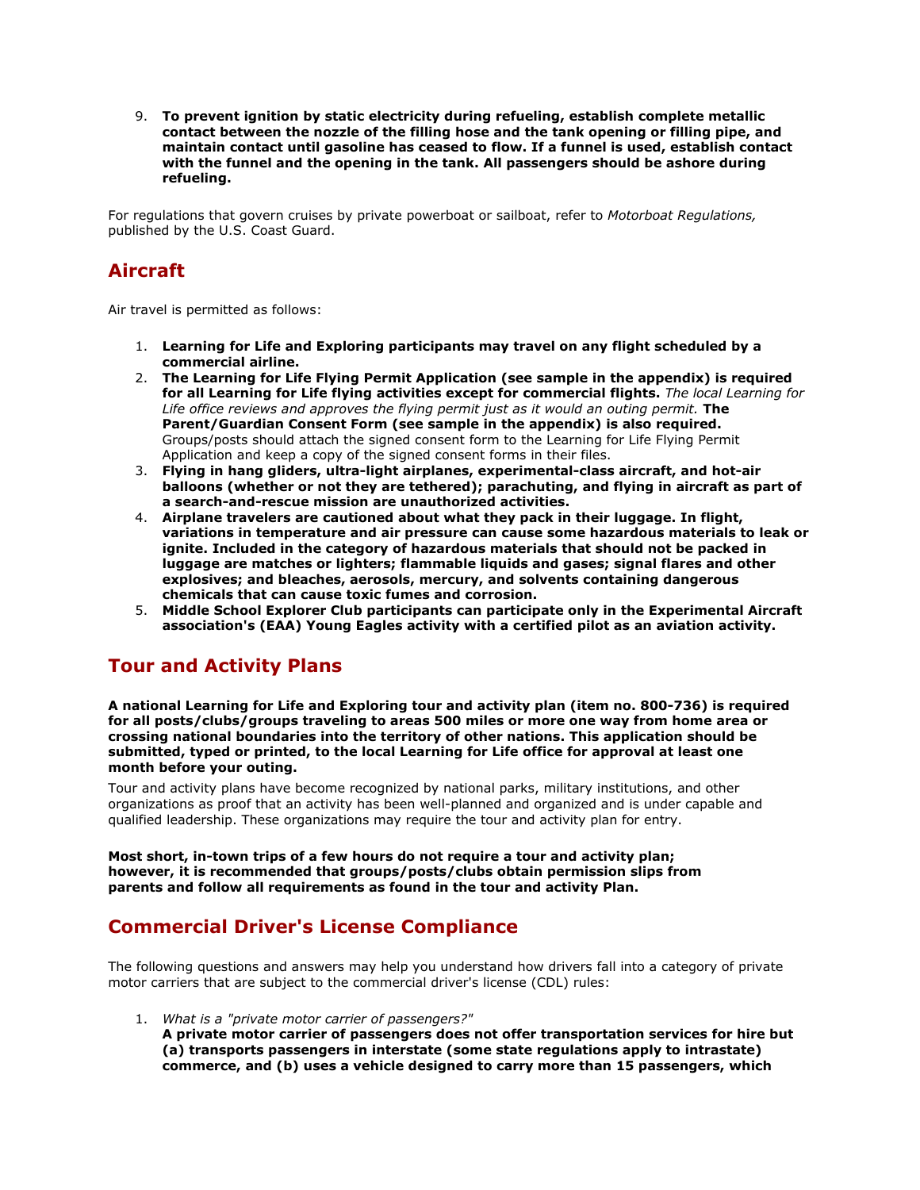9. **To prevent ignition by static electricity during refueling, establish complete metallic contact between the nozzle of the filling hose and the tank opening or filling pipe, and maintain contact until gasoline has ceased to flow. If a funnel is used, establish contact with the funnel and the opening in the tank. All passengers should be ashore during refueling.**

For regulations that govern cruises by private powerboat or sailboat, refer to *Motorboat Regulations,* published by the U.S. Coast Guard.

## Aircraft

Air travel is permitted as follows:

1. **Learning for Life and Exploring participants may travel on any flight scheduled by a commercial airline.**
2. **The Learning for Life Flying Permit Application (see sample in the appendix) is required for all Learning for Life flying activities except for commercial flights.** *The local Learning for Life office reviews and approves the flying permit just as it would an outing permit.* **The Parent/Guardian Consent Form (see sample in the appendix) is also required.** Groups/posts should attach the signed consent form to the Learning for Life Flying Permit Application and keep a copy of the signed consent forms in their files.
3. **Flying in hang gliders, ultra-light airplanes, experimental-class aircraft, and hot-air balloons (whether or not they are tethered); parachuting, and flying in aircraft as part of a search-and-rescue mission are unauthorized activities.**
4. **Airplane travelers are cautioned about what they pack in their luggage. In flight, variations in temperature and air pressure can cause some hazardous materials to leak or ignite. Included in the category of hazardous materials that should not be packed in luggage are matches or lighters; flammable liquids and gases; signal flares and other explosives; and bleaches, aerosols, mercury, and solvents containing dangerous chemicals that can cause toxic fumes and corrosion.**
5. **Middle School Explorer Club participants can participate only in the Experimental Aircraft association's (EAA) Young Eagles activity with a certified pilot as an aviation activity.**

## Tour and Activity Plans

**A national Learning for Life and Exploring tour and activity plan (item no. 800-736) is required for all posts/clubs/groups traveling to areas 500 miles or more one way from home area or crossing national boundaries into the territory of other nations. This application should be submitted, typed or printed, to the local Learning for Life office for approval at least one month before your outing.**

Tour and activity plans have become recognized by national parks, military institutions, and other organizations as proof that an activity has been well-planned and organized and is under capable and qualified leadership. These organizations may require the tour and activity plan for entry.

**Most short, in-town trips of a few hours do not require a tour and activity plan; however, it is recommended that groups/posts/clubs obtain permission slips from parents and follow all requirements as found in the tour and activity Plan.**

## Commercial Driver's License Compliance

The following questions and answers may help you understand how drivers fall into a category of private motor carriers that are subject to the commercial driver's license (CDL) rules:

1. *What is a "private motor carrier of passengers?"*
   **A private motor carrier of passengers does not offer transportation services for hire but (a) transports passengers in interstate (some state regulations apply to intrastate) commerce, and (b) uses a vehicle designed to carry more than 15 passengers, which**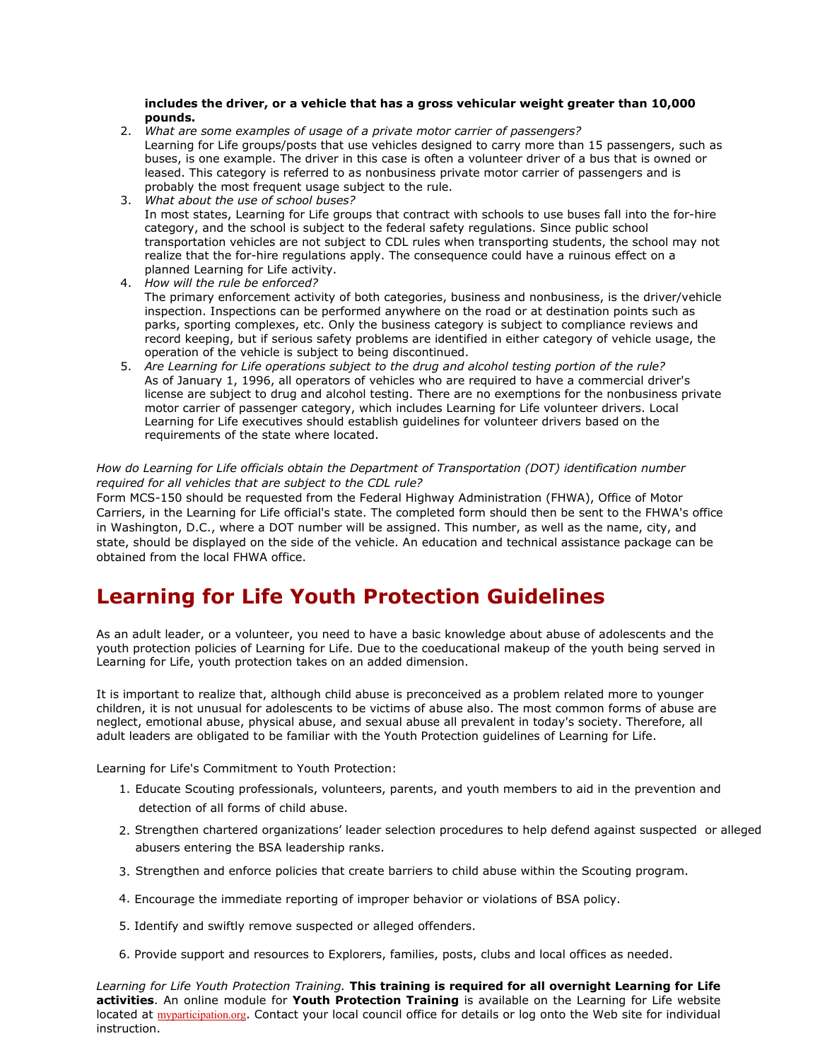**includes the driver, or a vehicle that has a gross vehicular weight greater than 10,000 pounds.**

2. *What are some examples of usage of a private motor carrier of passengers?*
   Learning for Life groups/posts that use vehicles designed to carry more than 15 passengers, such as buses, is one example. The driver in this case is often a volunteer driver of a bus that is owned or leased. This category is referred to as nonbusiness private motor carrier of passengers and is probably the most frequent usage subject to the rule.
3. *What about the use of school buses?*
   In most states, Learning for Life groups that contract with schools to use buses fall into the for-hire category, and the school is subject to the federal safety regulations. Since public school transportation vehicles are not subject to CDL rules when transporting students, the school may not realize that the for-hire regulations apply. The consequence could have a ruinous effect on a planned Learning for Life activity.
4. *How will the rule be enforced?*
   The primary enforcement activity of both categories, business and nonbusiness, is the driver/vehicle inspection. Inspections can be performed anywhere on the road or at destination points such as parks, sporting complexes, etc. Only the business category is subject to compliance reviews and record keeping, but if serious safety problems are identified in either category of vehicle usage, the operation of the vehicle is subject to being discontinued.
5. *Are Learning for Life operations subject to the drug and alcohol testing portion of the rule?*
   As of January 1, 1996, all operators of vehicles who are required to have a commercial driver's license are subject to drug and alcohol testing. There are no exemptions for the nonbusiness private motor carrier of passenger category, which includes Learning for Life volunteer drivers. Local Learning for Life executives should establish guidelines for volunteer drivers based on the requirements of the state where located.

*How do Learning for Life officials obtain the Department of Transportation (DOT) identification number required for all vehicles that are subject to the CDL rule?*
Form MCS-150 should be requested from the Federal Highway Administration (FHWA), Office of Motor Carriers, in the Learning for Life official's state. The completed form should then be sent to the FHWA's office in Washington, D.C., where a DOT number will be assigned. This number, as well as the name, city, and state, should be displayed on the side of the vehicle. An education and technical assistance package can be obtained from the local FHWA office.

# Learning for Life Youth Protection Guidelines

As an adult leader, or a volunteer, you need to have a basic knowledge about abuse of adolescents and the youth protection policies of Learning for Life. Due to the coeducational makeup of the youth being served in Learning for Life, youth protection takes on an added dimension.

It is important to realize that, although child abuse is preconceived as a problem related more to younger children, it is not unusual for adolescents to be victims of abuse also. The most common forms of abuse are neglect, emotional abuse, physical abuse, and sexual abuse all prevalent in today's society. Therefore, all adult leaders are obligated to be familiar with the Youth Protection guidelines of Learning for Life.

Learning for Life's Commitment to Youth Protection:

1. Educate Scouting professionals, volunteers, parents, and youth members to aid in the prevention and detection of all forms of child abuse.
2. Strengthen chartered organizations' leader selection procedures to help defend against suspected or alleged abusers entering the BSA leadership ranks.
3. Strengthen and enforce policies that create barriers to child abuse within the Scouting program.
4. Encourage the immediate reporting of improper behavior or violations of BSA policy.
5. Identify and swiftly remove suspected or alleged offenders.
6. Provide support and resources to Explorers, families, posts, clubs and local offices as needed.

*Learning for Life Youth Protection Training.* **This training is required for all overnight Learning for Life activities**. An online module for **Youth Protection Training** is available on the Learning for Life website located at myparticipation.org. Contact your local council office for details or log onto the Web site for individual instruction.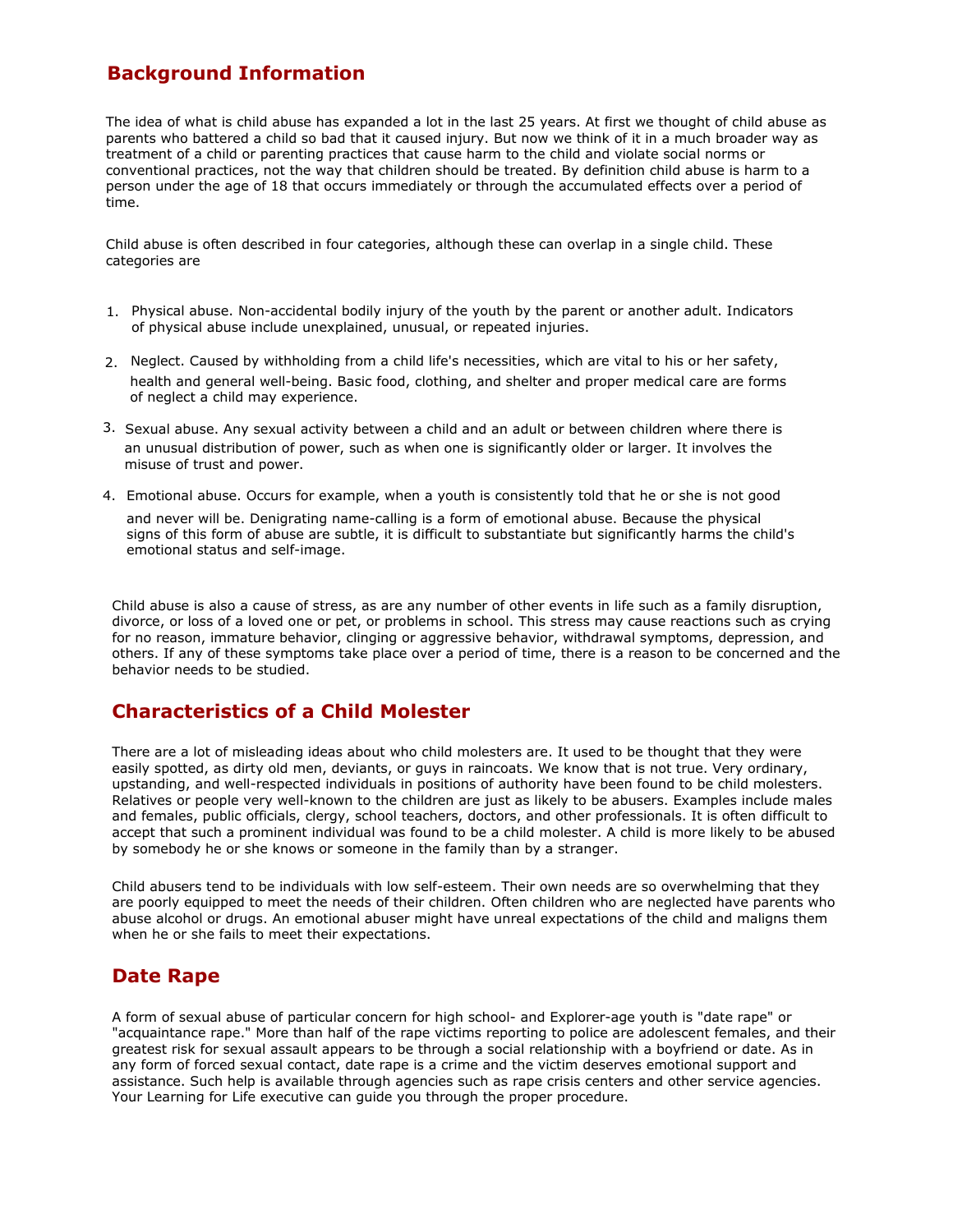## Background Information

The idea of what is child abuse has expanded a lot in the last 25 years. At first we thought of child abuse as parents who battered a child so bad that it caused injury. But now we think of it in a much broader way as treatment of a child or parenting practices that cause harm to the child and violate social norms or conventional practices, not the way that children should be treated. By definition child abuse is harm to a person under the age of 18 that occurs immediately or through the accumulated effects over a period of time.

Child abuse is often described in four categories, although these can overlap in a single child. These categories are

1. Physical abuse. Non-accidental bodily injury of the youth by the parent or another adult. Indicators of physical abuse include unexplained, unusual, or repeated injuries.
2. Neglect. Caused by withholding from a child life's necessities, which are vital to his or her safety, health and general well-being. Basic food, clothing, and shelter and proper medical care are forms of neglect a child may experience.
3. Sexual abuse. Any sexual activity between a child and an adult or between children where there is an unusual distribution of power, such as when one is significantly older or larger. It involves the misuse of trust and power.
4. Emotional abuse. Occurs for example, when a youth is consistently told that he or she is not good and never will be. Denigrating name-calling is a form of emotional abuse. Because the physical signs of this form of abuse are subtle, it is difficult to substantiate but significantly harms the child's emotional status and self-image.

Child abuse is also a cause of stress, as are any number of other events in life such as a family disruption, divorce, or loss of a loved one or pet, or problems in school. This stress may cause reactions such as crying for no reason, immature behavior, clinging or aggressive behavior, withdrawal symptoms, depression, and others. If any of these symptoms take place over a period of time, there is a reason to be concerned and the behavior needs to be studied.

## Characteristics of a Child Molester

There are a lot of misleading ideas about who child molesters are. It used to be thought that they were easily spotted, as dirty old men, deviants, or guys in raincoats. We know that is not true. Very ordinary, upstanding, and well-respected individuals in positions of authority have been found to be child molesters. Relatives or people very well-known to the children are just as likely to be abusers. Examples include males and females, public officials, clergy, school teachers, doctors, and other professionals. It is often difficult to accept that such a prominent individual was found to be a child molester. A child is more likely to be abused by somebody he or she knows or someone in the family than by a stranger.

Child abusers tend to be individuals with low self-esteem. Their own needs are so overwhelming that they are poorly equipped to meet the needs of their children. Often children who are neglected have parents who abuse alcohol or drugs. An emotional abuser might have unreal expectations of the child and maligns them when he or she fails to meet their expectations.

## Date Rape

A form of sexual abuse of particular concern for high school- and Explorer-age youth is "date rape" or "acquaintance rape." More than half of the rape victims reporting to police are adolescent females, and their greatest risk for sexual assault appears to be through a social relationship with a boyfriend or date. As in any form of forced sexual contact, date rape is a crime and the victim deserves emotional support and assistance. Such help is available through agencies such as rape crisis centers and other service agencies. Your Learning for Life executive can guide you through the proper procedure.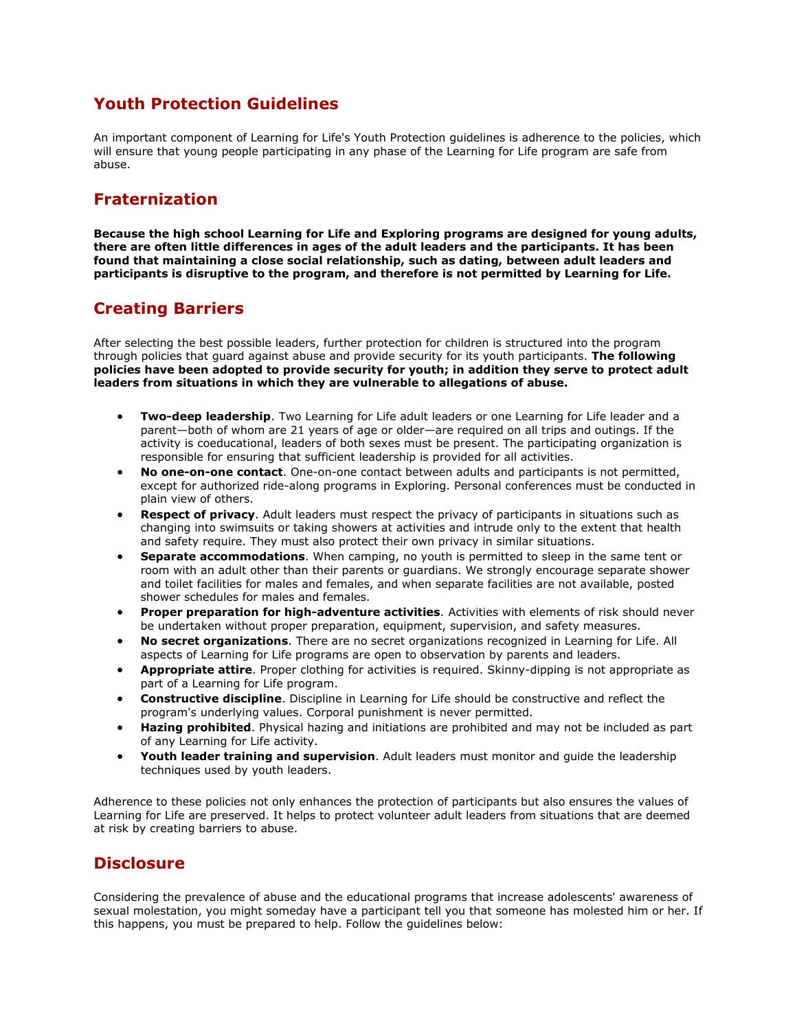## Youth Protection Guidelines

An important component of Learning for Life's Youth Protection guidelines is adherence to the policies, which will ensure that young people participating in any phase of the Learning for Life program are safe from abuse.

## Fraternization

**Because the high school Learning for Life and Exploring programs are designed for young adults, there are often little differences in ages of the adult leaders and the participants. It has been found that maintaining a close social relationship, such as dating, between adult leaders and participants is disruptive to the program, and therefore is not permitted by Learning for Life.**

## Creating Barriers

After selecting the best possible leaders, further protection for children is structured into the program through policies that guard against abuse and provide security for its youth participants. **The following policies have been adopted to provide security for youth; in addition they serve to protect adult leaders from situations in which they are vulnerable to allegations of abuse.**

- **Two-deep leadership**. Two Learning for Life adult leaders or one Learning for Life leader and a parent—both of whom are 21 years of age or older—are required on all trips and outings. If the activity is coeducational, leaders of both sexes must be present. The participating organization is responsible for ensuring that sufficient leadership is provided for all activities.
- **No one-on-one contact**. One-on-one contact between adults and participants is not permitted, except for authorized ride-along programs in Exploring. Personal conferences must be conducted in plain view of others.
- **Respect of privacy**. Adult leaders must respect the privacy of participants in situations such as changing into swimsuits or taking showers at activities and intrude only to the extent that health and safety require. They must also protect their own privacy in similar situations.
- **Separate accommodations**. When camping, no youth is permitted to sleep in the same tent or room with an adult other than their parents or guardians. We strongly encourage separate shower and toilet facilities for males and females, and when separate facilities are not available, posted shower schedules for males and females.
- **Proper preparation for high-adventure activities**. Activities with elements of risk should never be undertaken without proper preparation, equipment, supervision, and safety measures.
- **No secret organizations**. There are no secret organizations recognized in Learning for Life. All aspects of Learning for Life programs are open to observation by parents and leaders.
- **Appropriate attire**. Proper clothing for activities is required. Skinny-dipping is not appropriate as part of a Learning for Life program.
- **Constructive discipline**. Discipline in Learning for Life should be constructive and reflect the program's underlying values. Corporal punishment is never permitted.
- **Hazing prohibited**. Physical hazing and initiations are prohibited and may not be included as part of any Learning for Life activity.
- **Youth leader training and supervision**. Adult leaders must monitor and guide the leadership techniques used by youth leaders.

Adherence to these policies not only enhances the protection of participants but also ensures the values of Learning for Life are preserved. It helps to protect volunteer adult leaders from situations that are deemed at risk by creating barriers to abuse.

## Disclosure

Considering the prevalence of abuse and the educational programs that increase adolescents' awareness of sexual molestation, you might someday have a participant tell you that someone has molested him or her. If this happens, you must be prepared to help. Follow the guidelines below: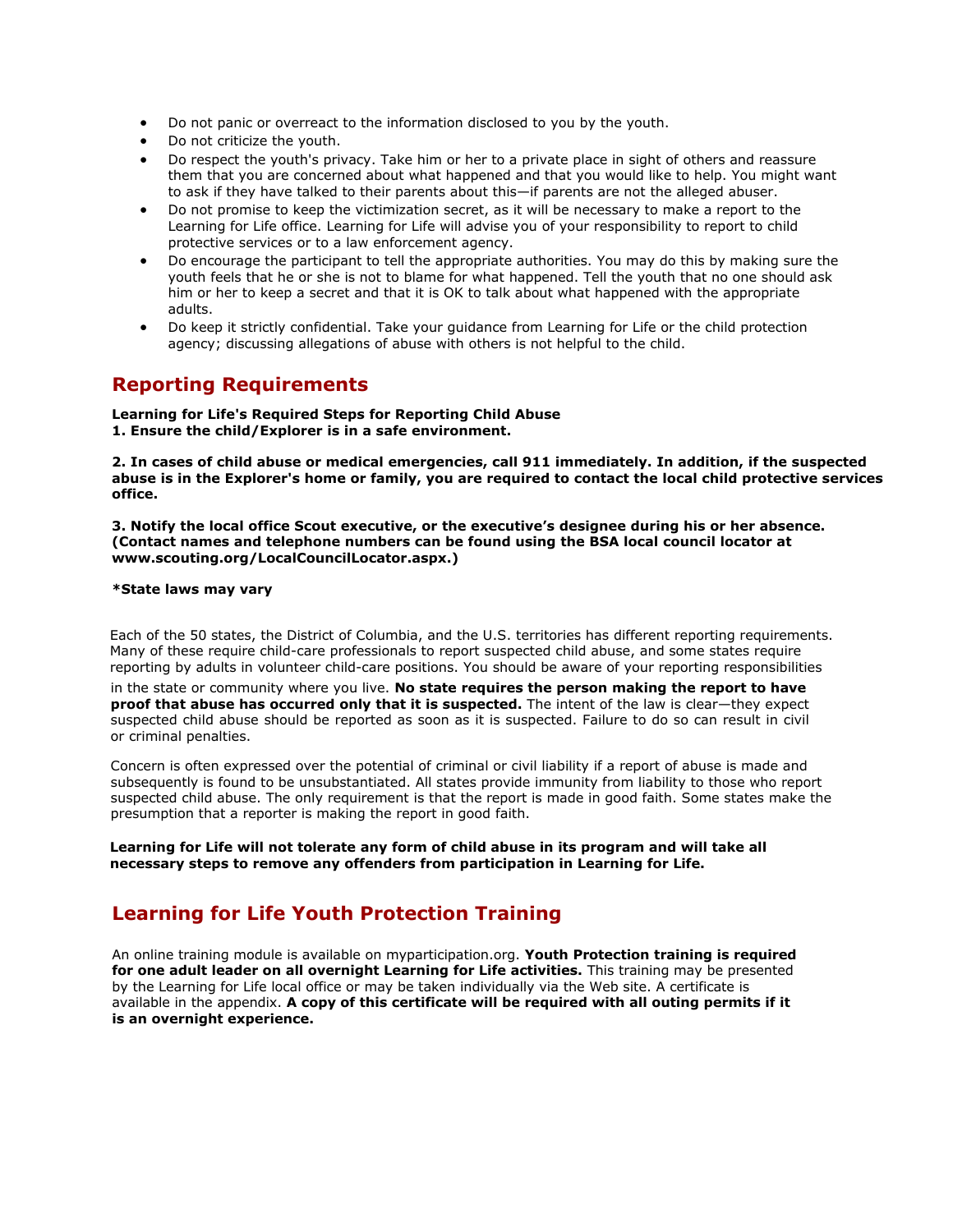- Do not panic or overreact to the information disclosed to you by the youth.
- Do not criticize the youth.
- Do respect the youth's privacy. Take him or her to a private place in sight of others and reassure them that you are concerned about what happened and that you would like to help. You might want to ask if they have talked to their parents about this—if parents are not the alleged abuser.
- Do not promise to keep the victimization secret, as it will be necessary to make a report to the Learning for Life office. Learning for Life will advise you of your responsibility to report to child protective services or to a law enforcement agency.
- Do encourage the participant to tell the appropriate authorities. You may do this by making sure the youth feels that he or she is not to blame for what happened. Tell the youth that no one should ask him or her to keep a secret and that it is OK to talk about what happened with the appropriate adults.
- Do keep it strictly confidential. Take your guidance from Learning for Life or the child protection agency; discussing allegations of abuse with others is not helpful to the child.

## Reporting Requirements

**Learning for Life's Required Steps for Reporting Child Abuse**
**1. Ensure the child/Explorer is in a safe environment.**

**2. In cases of child abuse or medical emergencies, call 911 immediately. In addition, if the suspected abuse is in the Explorer's home or family, you are required to contact the local child protective services office.**

**3. Notify the local office Scout executive, or the executive's designee during his or her absence. (Contact names and telephone numbers can be found using the BSA local council locator at www.scouting.org/LocalCouncilLocator.aspx.)**

**\*State laws may vary**

Each of the 50 states, the District of Columbia, and the U.S. territories has different reporting requirements. Many of these require child-care professionals to report suspected child abuse, and some states require reporting by adults in volunteer child-care positions. You should be aware of your reporting responsibilities in the state or community where you live. **No state requires the person making the report to have proof that abuse has occurred only that it is suspected.** The intent of the law is clear—they expect suspected child abuse should be reported as soon as it is suspected. Failure to do so can result in civil or criminal penalties.

Concern is often expressed over the potential of criminal or civil liability if a report of abuse is made and subsequently is found to be unsubstantiated. All states provide immunity from liability to those who report suspected child abuse. The only requirement is that the report is made in good faith. Some states make the presumption that a reporter is making the report in good faith.

**Learning for Life will not tolerate any form of child abuse in its program and will take all necessary steps to remove any offenders from participation in Learning for Life.**

## Learning for Life Youth Protection Training

An online training module is available on myparticipation.org. **Youth Protection training is required for one adult leader on all overnight Learning for Life activities.** This training may be presented by the Learning for Life local office or may be taken individually via the Web site. A certificate is available in the appendix. **A copy of this certificate will be required with all outing permits if it is an overnight experience.**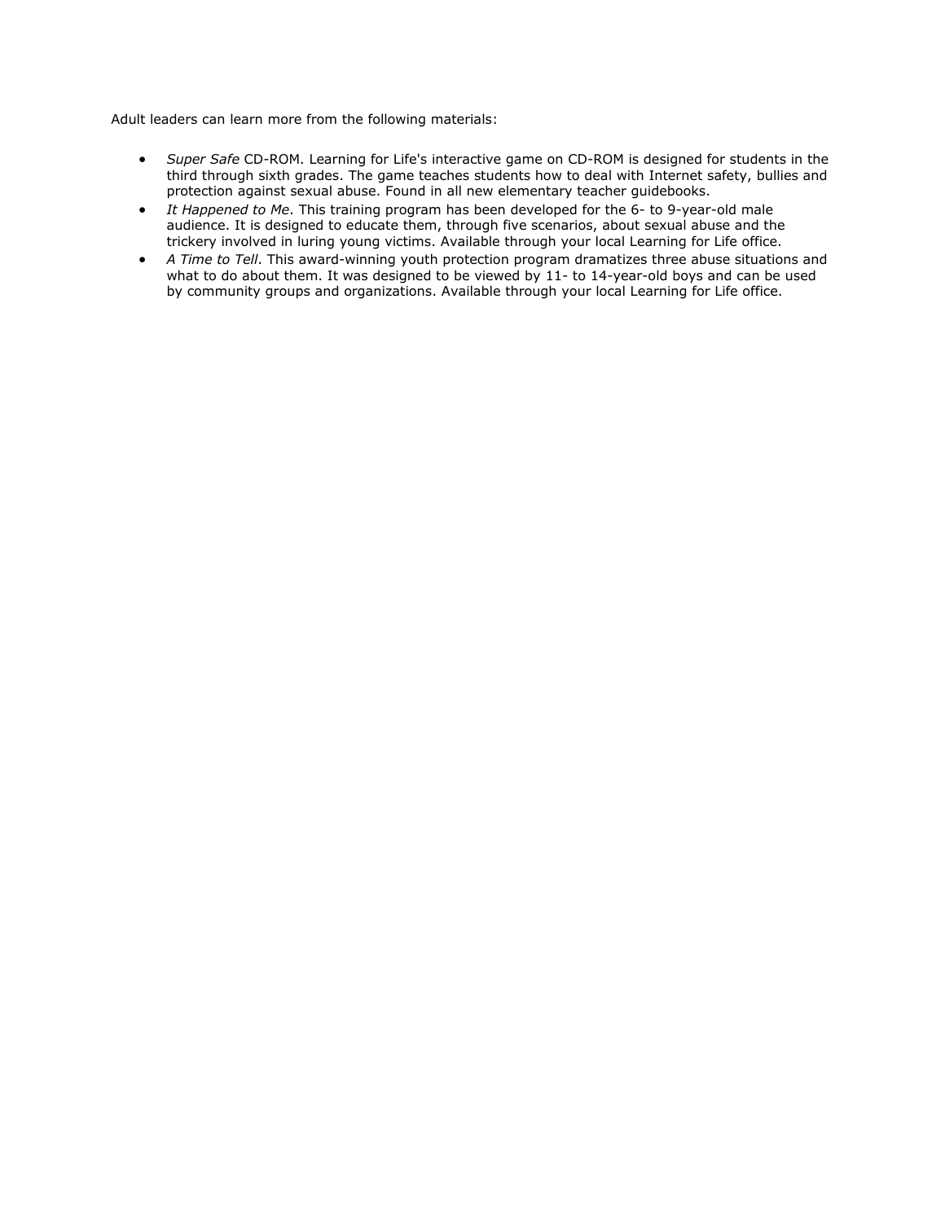Adult leaders can learn more from the following materials:

- *Super Safe* CD-ROM. Learning for Life's interactive game on CD-ROM is designed for students in the third through sixth grades. The game teaches students how to deal with Internet safety, bullies and protection against sexual abuse. Found in all new elementary teacher guidebooks.
- *It Happened to Me*. This training program has been developed for the 6- to 9-year-old male audience. It is designed to educate them, through five scenarios, about sexual abuse and the trickery involved in luring young victims. Available through your local Learning for Life office.
- *A Time to Tell*. This award-winning youth protection program dramatizes three abuse situations and what to do about them. It was designed to be viewed by 11- to 14-year-old boys and can be used by community groups and organizations. Available through your local Learning for Life office.